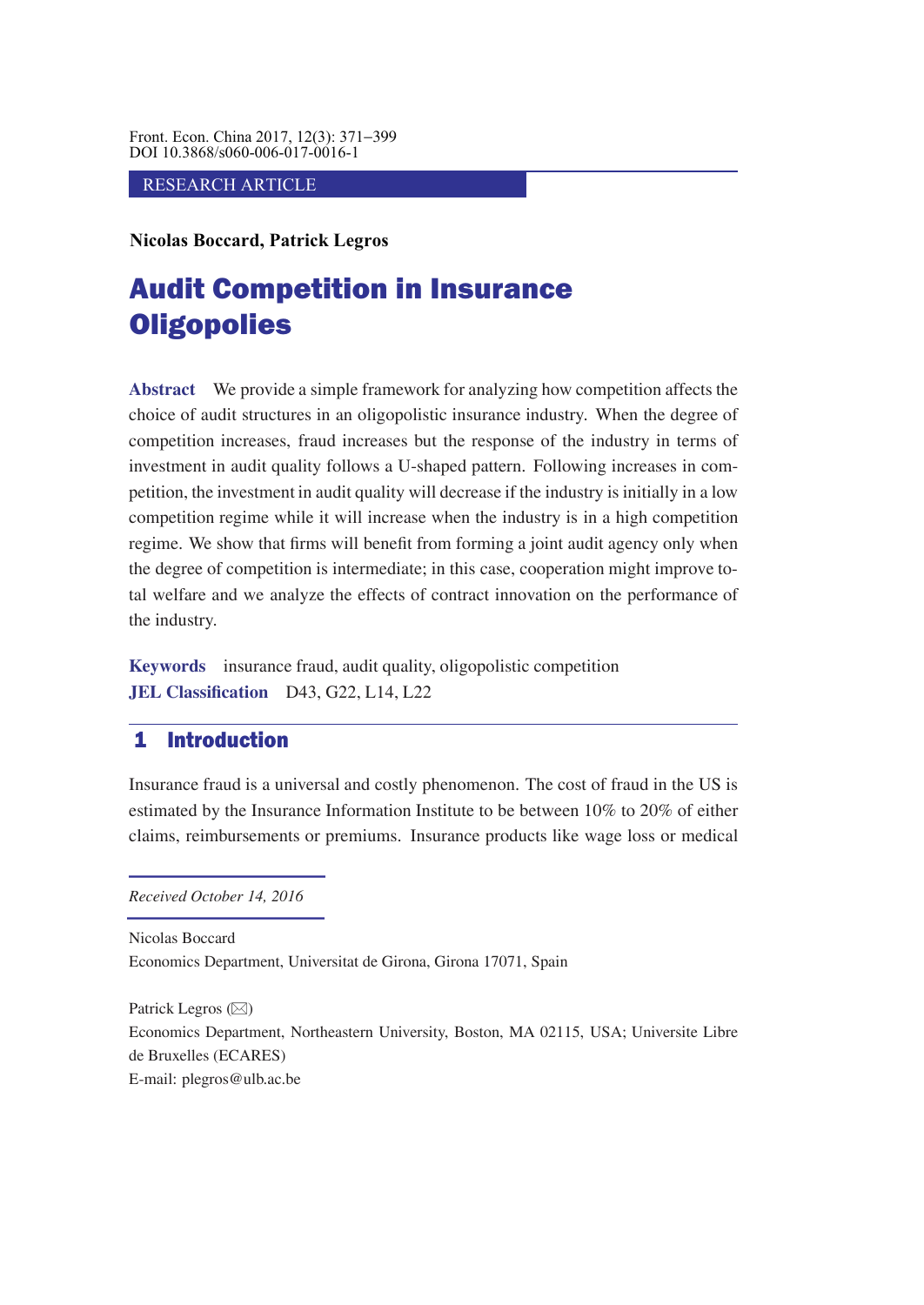RESEARCH ARTICLE

**Nicolas Boccard, Patrick Legros**

# Audit Competition in Insurance Oligopolies

**Abstract** We provide a simple framework for analyzing how competition affects the choice of audit structures in an oligopolistic insurance industry. When the degree of competition increases, fraud increases but the response of the industry in terms of investment in audit quality follows a U-shaped pattern. Following increases in competition, the investment in audit quality will decrease if the industry is initially in a low competition regime while it will increase when the industry is in a high competition regime. We show that firms will benefit from forming a joint audit agency only when the degree of competition is intermediate; in this case, cooperation might improve total welfare and we analyze the effects of contract innovation on the performance of the industry.

**Keywords** insurance fraud, audit quality, oligopolistic competition
**JEL Classification** D43, G22, L14, L22

## 1 Introduction

Insurance fraud is a universal and costly phenomenon. The cost of fraud in the US is estimated by the Insurance Information Institute to be between 10% to 20% of either claims, reimbursements or premiums. Insurance products like wage loss or medical

*Received October 14, 2016*

Nicolas Boccard
Economics Department, Universitat de Girona, Girona 17071, Spain

Patrick Legros (✉)
Economics Department, Northeastern University, Boston, MA 02115, USA; Universite Libre de Bruxelles (ECARES)
E-mail: plegros@ulb.ac.be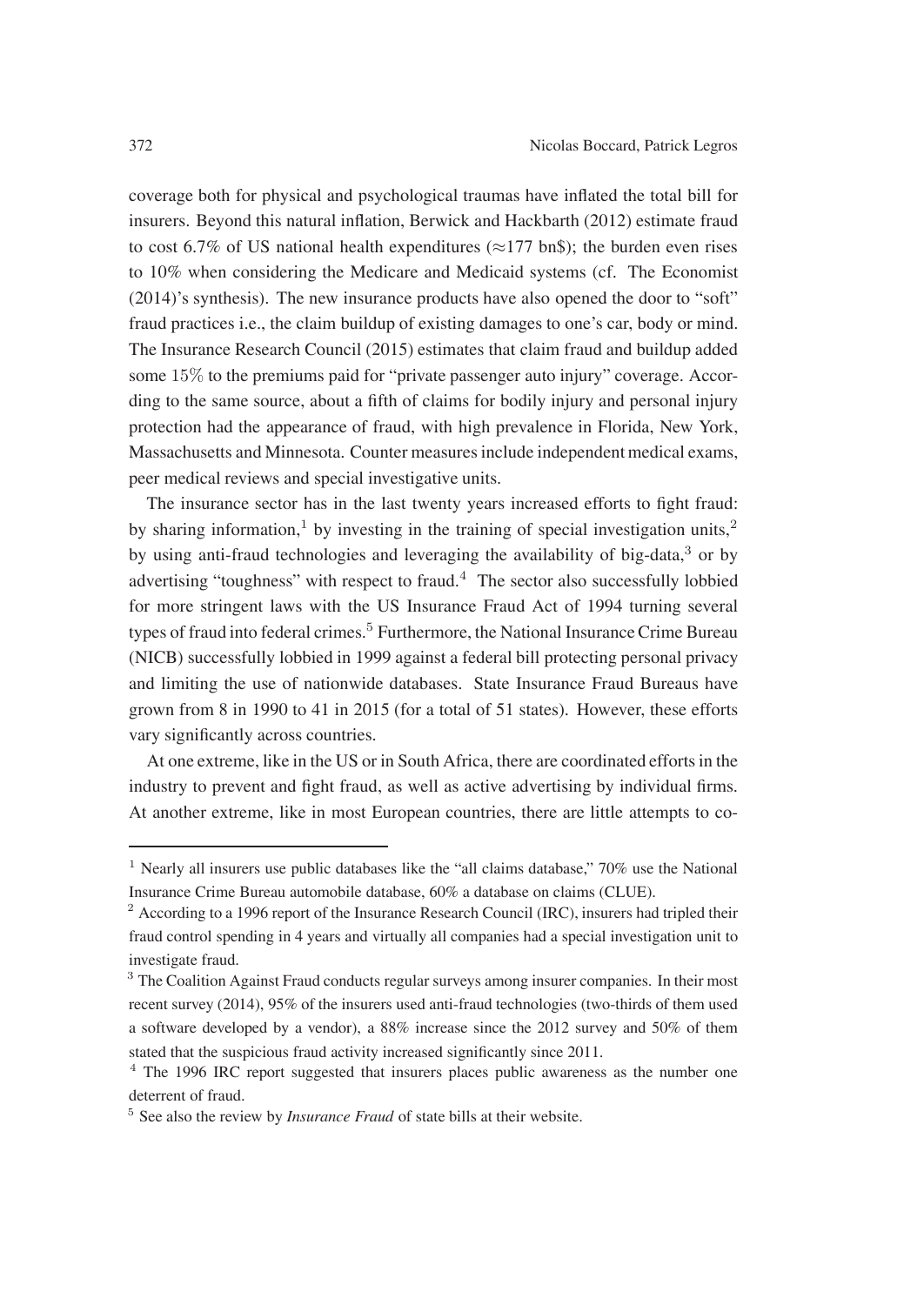coverage both for physical and psychological traumas have inflated the total bill for insurers. Beyond this natural inflation, Berwick and Hackbarth (2012) estimate fraud to cost 6.7% of US national health expenditures ($\approx$177 bn$); the burden even rises to 10% when considering the Medicare and Medicaid systems (cf. The Economist (2014)'s synthesis). The new insurance products have also opened the door to "soft" fraud practices i.e., the claim buildup of existing damages to one's car, body or mind. The Insurance Research Council (2015) estimates that claim fraud and buildup added some 15% to the premiums paid for "private passenger auto injury" coverage. According to the same source, about a fifth of claims for bodily injury and personal injury protection had the appearance of fraud, with high prevalence in Florida, New York, Massachusetts and Minnesota. Counter measures include independent medical exams, peer medical reviews and special investigative units.

The insurance sector has in the last twenty years increased efforts to fight fraud: by sharing information,[1] by investing in the training of special investigation units,[2] by using anti-fraud technologies and leveraging the availability of big-data,[3] or by advertising "toughness" with respect to fraud.[4] The sector also successfully lobbied for more stringent laws with the US Insurance Fraud Act of 1994 turning several types of fraud into federal crimes.[5] Furthermore, the National Insurance Crime Bureau (NICB) successfully lobbied in 1999 against a federal bill protecting personal privacy and limiting the use of nationwide databases. State Insurance Fraud Bureaus have grown from 8 in 1990 to 41 in 2015 (for a total of 51 states). However, these efforts vary significantly across countries.

At one extreme, like in the US or in South Africa, there are coordinated efforts in the industry to prevent and fight fraud, as well as active advertising by individual firms. At another extreme, like in most European countries, there are little attempts to co-

---

[1] Nearly all insurers use public databases like the "all claims database," 70% use the National Insurance Crime Bureau automobile database, 60% a database on claims (CLUE).

[2] According to a 1996 report of the Insurance Research Council (IRC), insurers had tripled their fraud control spending in 4 years and virtually all companies had a special investigation unit to investigate fraud.

[3] The Coalition Against Fraud conducts regular surveys among insurer companies. In their most recent survey (2014), 95% of the insurers used anti-fraud technologies (two-thirds of them used a software developed by a vendor), a 88% increase since the 2012 survey and 50% of them stated that the suspicious fraud activity increased significantly since 2011.

[4] The 1996 IRC report suggested that insurers places public awareness as the number one deterrent of fraud.

[5] See also the review by *Insurance Fraud* of state bills at their website.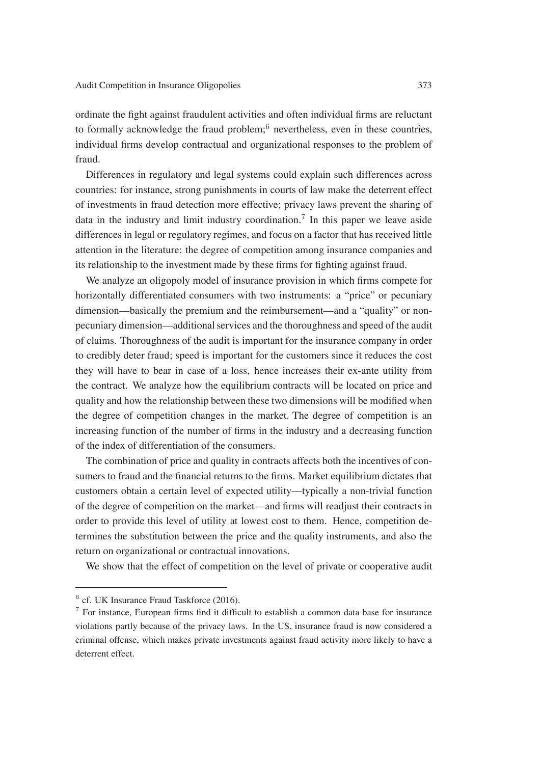ordinate the fight against fraudulent activities and often individual firms are reluctant to formally acknowledge the fraud problem;[6] nevertheless, even in these countries, individual firms develop contractual and organizational responses to the problem of fraud.

Differences in regulatory and legal systems could explain such differences across countries: for instance, strong punishments in courts of law make the deterrent effect of investments in fraud detection more effective; privacy laws prevent the sharing of data in the industry and limit industry coordination.[7] In this paper we leave aside differences in legal or regulatory regimes, and focus on a factor that has received little attention in the literature: the degree of competition among insurance companies and its relationship to the investment made by these firms for fighting against fraud.

We analyze an oligopoly model of insurance provision in which firms compete for horizontally differentiated consumers with two instruments: a "price" or pecuniary dimension—basically the premium and the reimbursement—and a "quality" or non-pecuniary dimension—additional services and the thoroughness and speed of the audit of claims. Thoroughness of the audit is important for the insurance company in order to credibly deter fraud; speed is important for the customers since it reduces the cost they will have to bear in case of a loss, hence increases their ex-ante utility from the contract. We analyze how the equilibrium contracts will be located on price and quality and how the relationship between these two dimensions will be modified when the degree of competition changes in the market. The degree of competition is an increasing function of the number of firms in the industry and a decreasing function of the index of differentiation of the consumers.

The combination of price and quality in contracts affects both the incentives of consumers to fraud and the financial returns to the firms. Market equilibrium dictates that customers obtain a certain level of expected utility—typically a non-trivial function of the degree of competition on the market—and firms will readjust their contracts in order to provide this level of utility at lowest cost to them. Hence, competition determines the substitution between the price and the quality instruments, and also the return on organizational or contractual innovations.

We show that the effect of competition on the level of private or cooperative audit

---

[6] cf. UK Insurance Fraud Taskforce (2016).

[7] For instance, European firms find it difficult to establish a common data base for insurance violations partly because of the privacy laws. In the US, insurance fraud is now considered a criminal offense, which makes private investments against fraud activity more likely to have a deterrent effect.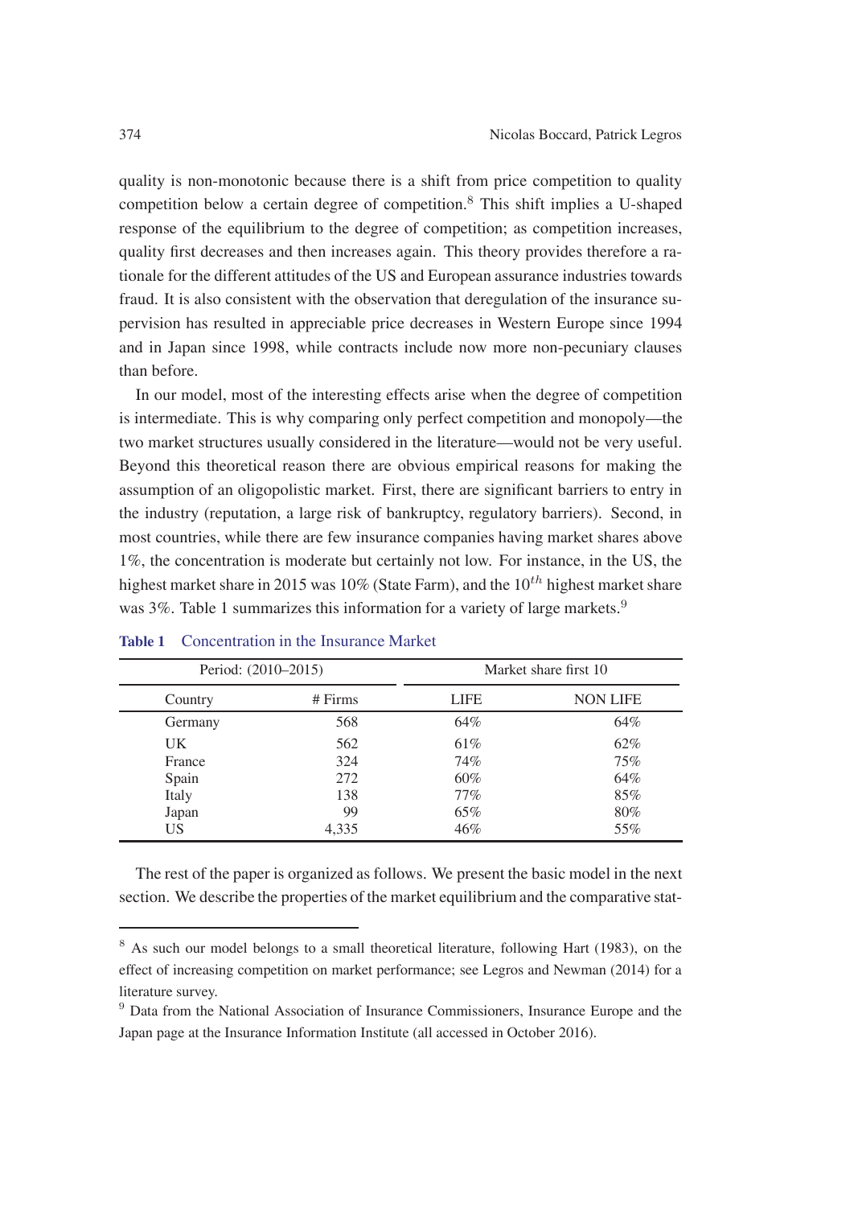quality is non-monotonic because there is a shift from price competition to quality competition below a certain degree of competition.[8] This shift implies a U-shaped response of the equilibrium to the degree of competition; as competition increases, quality first decreases and then increases again. This theory provides therefore a rationale for the different attitudes of the US and European assurance industries towards fraud. It is also consistent with the observation that deregulation of the insurance supervision has resulted in appreciable price decreases in Western Europe since 1994 and in Japan since 1998, while contracts include now more non-pecuniary clauses than before.

In our model, most of the interesting effects arise when the degree of competition is intermediate. This is why comparing only perfect competition and monopoly—the two market structures usually considered in the literature—would not be very useful. Beyond this theoretical reason there are obvious empirical reasons for making the assumption of an oligopolistic market. First, there are significant barriers to entry in the industry (reputation, a large risk of bankruptcy, regulatory barriers). Second, in most countries, while there are few insurance companies having market shares above 1%, the concentration is moderate but certainly not low. For instance, in the US, the highest market share in 2015 was 10% (State Farm), and the $10^{th}$ highest market share was 3%. Table 1 summarizes this information for a variety of large markets.[9]

**Table 1** Concentration in the Insurance Market

| Period: (2010–2015) | | Market share first 10 | |
|---|---|---|---|
| Country | # Firms | LIFE | NON LIFE |
| Germany | 568 | 64% | 64% |
| UK | 562 | 61% | 62% |
| France | 324 | 74% | 75% |
| Spain | 272 | 60% | 64% |
| Italy | 138 | 77% | 85% |
| Japan | 99 | 65% | 80% |
| US | 4,335 | 46% | 55% |

The rest of the paper is organized as follows. We present the basic model in the next section. We describe the properties of the market equilibrium and the comparative stat-

---

[8] As such our model belongs to a small theoretical literature, following Hart (1983), on the effect of increasing competition on market performance; see Legros and Newman (2014) for a literature survey.

[9] Data from the National Association of Insurance Commissioners, Insurance Europe and the Japan page at the Insurance Information Institute (all accessed in October 2016).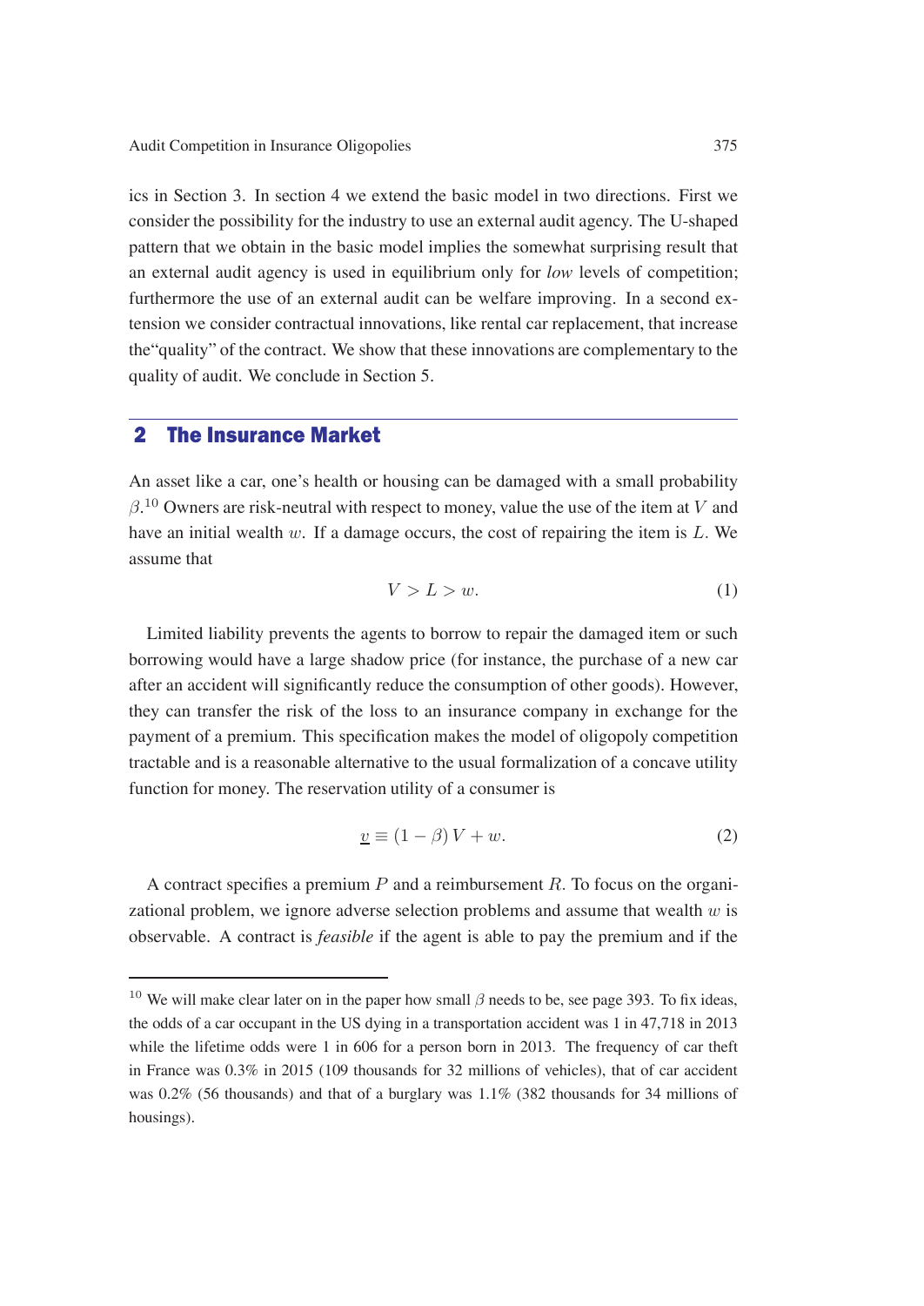ics in Section 3. In section 4 we extend the basic model in two directions. First we consider the possibility for the industry to use an external audit agency. The U-shaped pattern that we obtain in the basic model implies the somewhat surprising result that an external audit agency is used in equilibrium only for *low* levels of competition; furthermore the use of an external audit can be welfare improving. In a second extension we consider contractual innovations, like rental car replacement, that increase the"quality" of the contract. We show that these innovations are complementary to the quality of audit. We conclude in Section 5.

## 2 The Insurance Market

An asset like a car, one's health or housing can be damaged with a small probability $\beta$.[10] Owners are risk-neutral with respect to money, value the use of the item at $V$ and have an initial wealth $w$. If a damage occurs, the cost of repairing the item is $L$. We assume that

$$V > L > w. \tag{1}$$

Limited liability prevents the agents to borrow to repair the damaged item or such borrowing would have a large shadow price (for instance, the purchase of a new car after an accident will significantly reduce the consumption of other goods). However, they can transfer the risk of the loss to an insurance company in exchange for the payment of a premium. This specification makes the model of oligopoly competition tractable and is a reasonable alternative to the usual formalization of a concave utility function for money. The reservation utility of a consumer is

$$\underline{v} \equiv (1 - \beta) V + w. \tag{2}$$

A contract specifies a premium $P$ and a reimbursement $R$. To focus on the organizational problem, we ignore adverse selection problems and assume that wealth $w$ is observable. A contract is *feasible* if the agent is able to pay the premium and if the

---

[10] We will make clear later on in the paper how small $\beta$ needs to be, see page 393. To fix ideas, the odds of a car occupant in the US dying in a transportation accident was 1 in 47,718 in 2013 while the lifetime odds were 1 in 606 for a person born in 2013. The frequency of car theft in France was 0.3% in 2015 (109 thousands for 32 millions of vehicles), that of car accident was 0.2% (56 thousands) and that of a burglary was 1.1% (382 thousands for 34 millions of housings).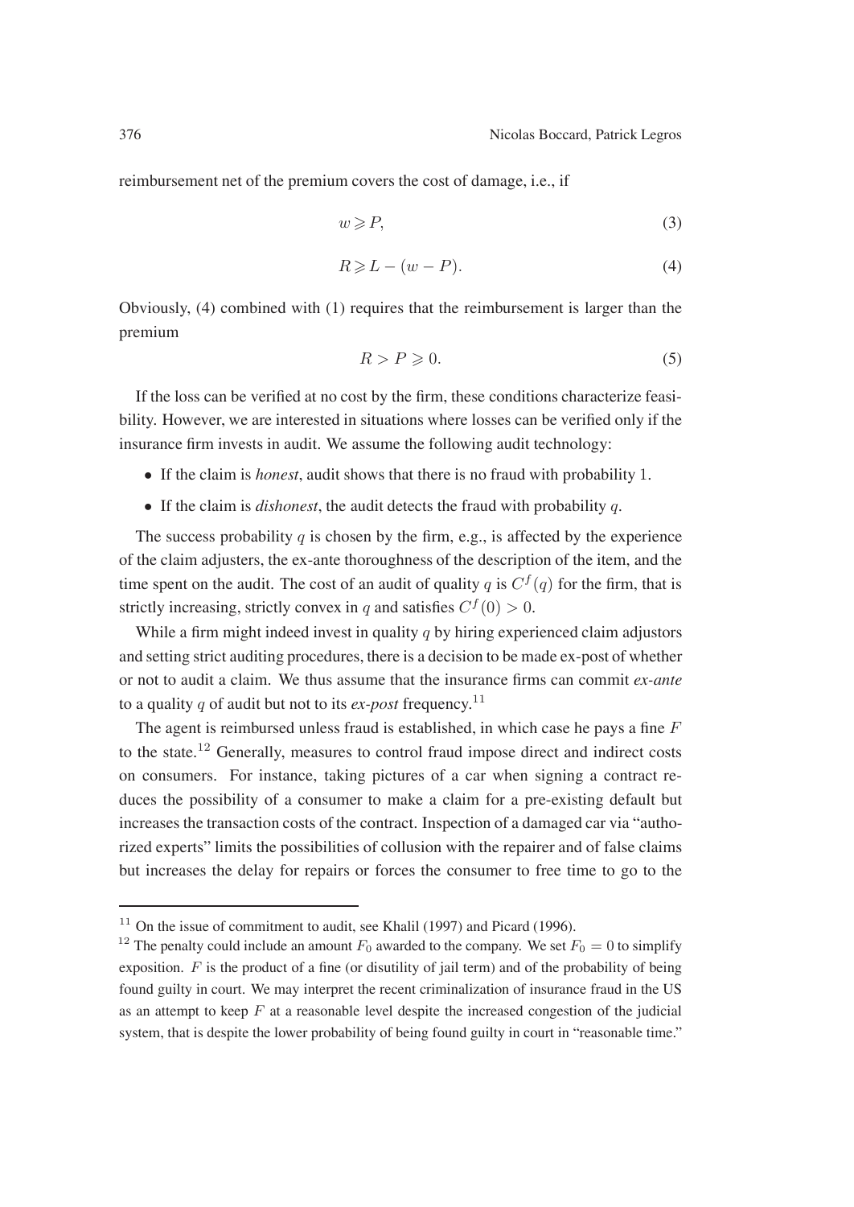reimbursement net of the premium covers the cost of damage, i.e., if

$$w \geqslant P, \tag{3}$$

$$R \geqslant L - (w - P). \tag{4}$$

Obviously, (4) combined with (1) requires that the reimbursement is larger than the premium

$$R > P \geqslant 0. \tag{5}$$

If the loss can be verified at no cost by the firm, these conditions characterize feasibility. However, we are interested in situations where losses can be verified only if the insurance firm invests in audit. We assume the following audit technology:

- If the claim is *honest*, audit shows that there is no fraud with probability 1.
- If the claim is *dishonest*, the audit detects the fraud with probability $q$.

The success probability $q$ is chosen by the firm, e.g., is affected by the experience of the claim adjusters, the ex-ante thoroughness of the description of the item, and the time spent on the audit. The cost of an audit of quality $q$ is $C^f(q)$ for the firm, that is strictly increasing, strictly convex in $q$ and satisfies $C^f(0) > 0$.

While a firm might indeed invest in quality $q$ by hiring experienced claim adjustors and setting strict auditing procedures, there is a decision to be made ex-post of whether or not to audit a claim. We thus assume that the insurance firms can commit *ex-ante* to a quality $q$ of audit but not to its *ex-post* frequency.[11]

The agent is reimbursed unless fraud is established, in which case he pays a fine $F$ to the state.[12] Generally, measures to control fraud impose direct and indirect costs on consumers. For instance, taking pictures of a car when signing a contract reduces the possibility of a consumer to make a claim for a pre-existing default but increases the transaction costs of the contract. Inspection of a damaged car via "authorized experts" limits the possibilities of collusion with the repairer and of false claims but increases the delay for repairs or forces the consumer to free time to go to the

[11] On the issue of commitment to audit, see Khalil (1997) and Picard (1996).

[12] The penalty could include an amount $F_0$ awarded to the company. We set $F_0 = 0$ to simplify exposition. $F$ is the product of a fine (or disutility of jail term) and of the probability of being found guilty in court. We may interpret the recent criminalization of insurance fraud in the US as an attempt to keep $F$ at a reasonable level despite the increased congestion of the judicial system, that is despite the lower probability of being found guilty in court in "reasonable time."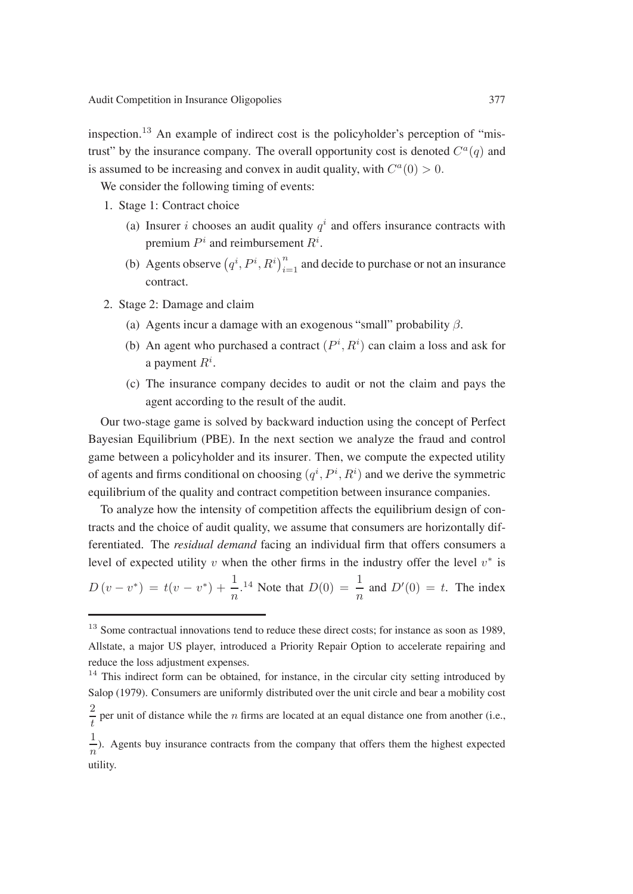inspection.[13] An example of indirect cost is the policyholder's perception of "mistrust" by the insurance company. The overall opportunity cost is denoted $C^a(q)$ and is assumed to be increasing and convex in audit quality, with $C^a(0) > 0$.

We consider the following timing of events:

1. Stage 1: Contract choice
   (a) Insurer $i$ chooses an audit quality $q^i$ and offers insurance contracts with premium $P^i$ and reimbursement $R^i$.
   (b) Agents observe $\left(q^i, P^i, R^i\right)_{i=1}^n$ and decide to purchase or not an insurance contract.
2. Stage 2: Damage and claim
   (a) Agents incur a damage with an exogenous "small" probability $\beta$.
   (b) An agent who purchased a contract $(P^i, R^i)$ can claim a loss and ask for a payment $R^i$.
   (c) The insurance company decides to audit or not the claim and pays the agent according to the result of the audit.

Our two-stage game is solved by backward induction using the concept of Perfect Bayesian Equilibrium (PBE). In the next section we analyze the fraud and control game between a policyholder and its insurer. Then, we compute the expected utility of agents and firms conditional on choosing $(q^i, P^i, R^i)$ and we derive the symmetric equilibrium of the quality and contract competition between insurance companies.

To analyze how the intensity of competition affects the equilibrium design of contracts and the choice of audit quality, we assume that consumers are horizontally differentiated. The *residual demand* facing an individual firm that offers consumers a level of expected utility $v$ when the other firms in the industry offer the level $v^*$ is $D\left(v - v^*\right) = t(v - v^*) + \dfrac{1}{n}$.[14] Note that $D(0) = \dfrac{1}{n}$ and $D'(0) = t$. The index

---

[13] Some contractual innovations tend to reduce these direct costs; for instance as soon as 1989, Allstate, a major US player, introduced a Priority Repair Option to accelerate repairing and reduce the loss adjustment expenses.

[14] This indirect form can be obtained, for instance, in the circular city setting introduced by Salop (1979). Consumers are uniformly distributed over the unit circle and bear a mobility cost $\dfrac{2}{t}$ per unit of distance while the $n$ firms are located at an equal distance one from another (i.e., $\dfrac{1}{n}$). Agents buy insurance contracts from the company that offers them the highest expected utility.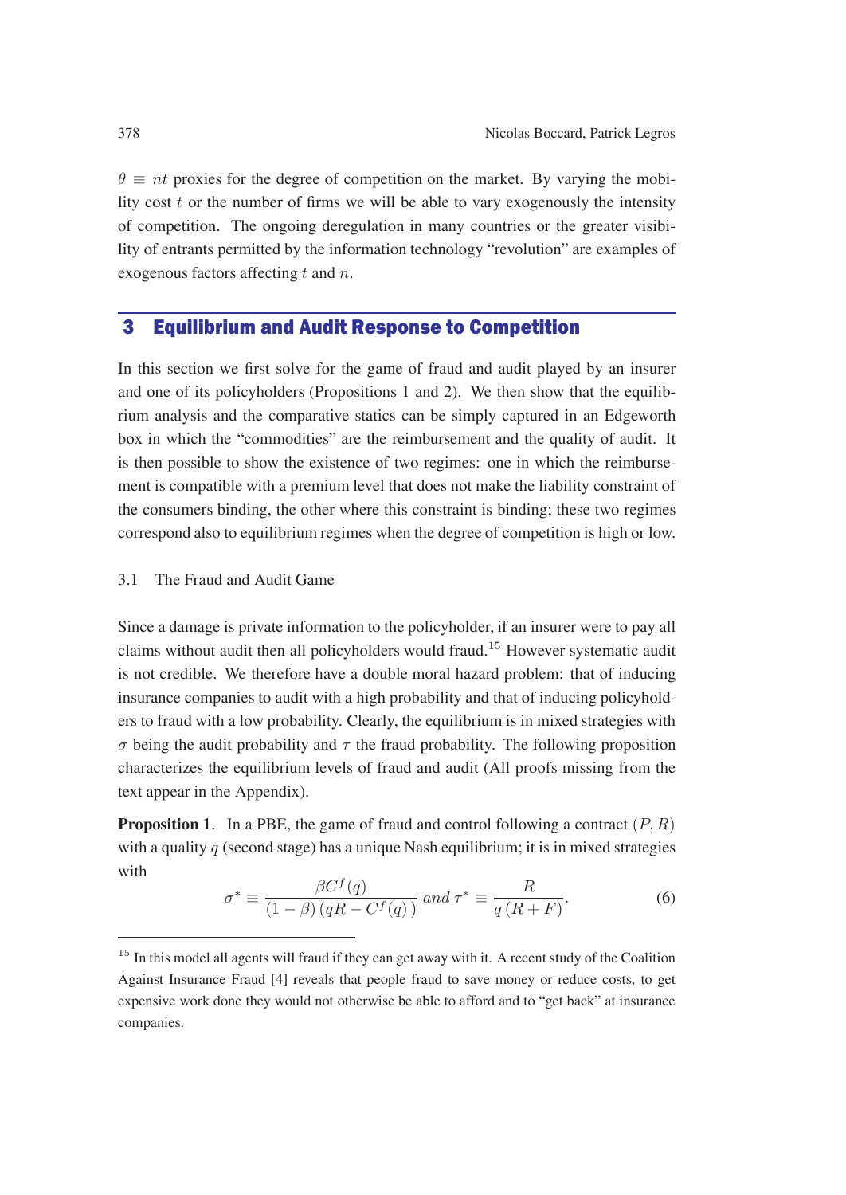$\theta \equiv nt$ proxies for the degree of competition on the market. By varying the mobility cost $t$ or the number of firms we will be able to vary exogenously the intensity of competition. The ongoing deregulation in many countries or the greater visibility of entrants permitted by the information technology "revolution" are examples of exogenous factors affecting $t$ and $n$.

## 3 Equilibrium and Audit Response to Competition

In this section we first solve for the game of fraud and audit played by an insurer and one of its policyholders (Propositions 1 and 2). We then show that the equilibrium analysis and the comparative statics can be simply captured in an Edgeworth box in which the "commodities" are the reimbursement and the quality of audit. It is then possible to show the existence of two regimes: one in which the reimbursement is compatible with a premium level that does not make the liability constraint of the consumers binding, the other where this constraint is binding; these two regimes correspond also to equilibrium regimes when the degree of competition is high or low.

### 3.1 The Fraud and Audit Game

Since a damage is private information to the policyholder, if an insurer were to pay all claims without audit then all policyholders would fraud.[15] However systematic audit is not credible. We therefore have a double moral hazard problem: that of inducing insurance companies to audit with a high probability and that of inducing policyholders to fraud with a low probability. Clearly, the equilibrium is in mixed strategies with $\sigma$ being the audit probability and $\tau$ the fraud probability. The following proposition characterizes the equilibrium levels of fraud and audit (All proofs missing from the text appear in the Appendix).

**Proposition 1**. In a PBE, the game of fraud and control following a contract $(P, R)$ with a quality $q$ (second stage) has a unique Nash equilibrium; it is in mixed strategies with

$$\sigma^* \equiv \frac{\beta C^f(q)}{(1-\beta)\left(qR - C^f(q)\right)} \; and \; \tau^* \equiv \frac{R}{q\left(R+F\right)}. \tag{6}$$

[15] In this model all agents will fraud if they can get away with it. A recent study of the Coalition Against Insurance Fraud [4] reveals that people fraud to save money or reduce costs, to get expensive work done they would not otherwise be able to afford and to "get back" at insurance companies.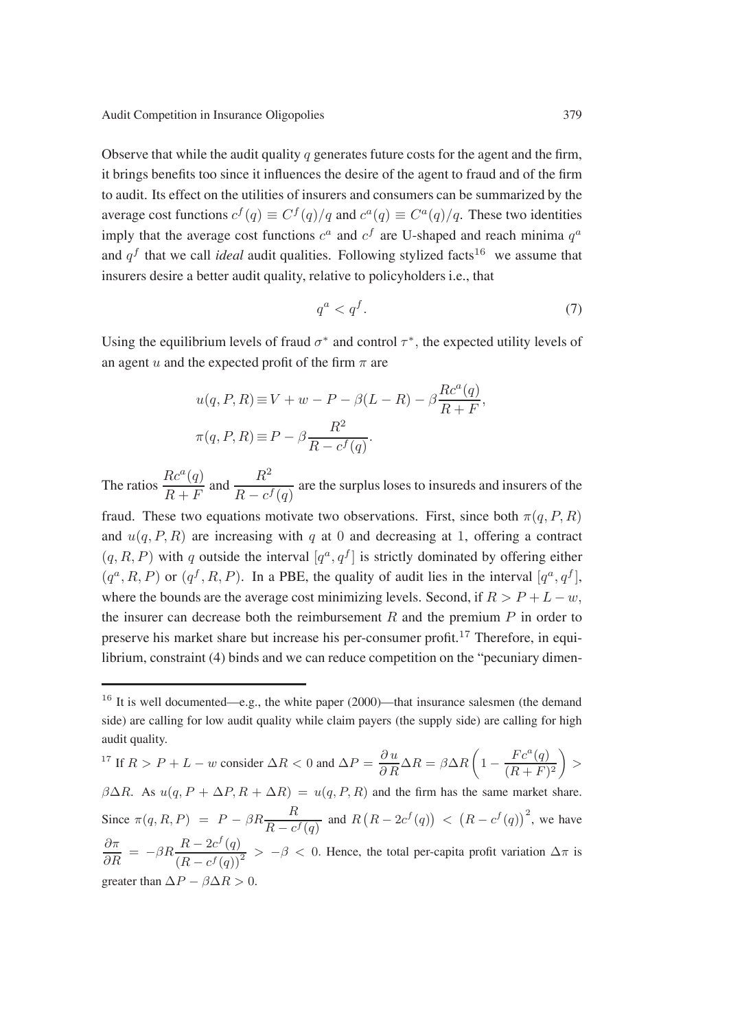Observe that while the audit quality $q$ generates future costs for the agent and the firm, it brings benefits too since it influences the desire of the agent to fraud and of the firm to audit. Its effect on the utilities of insurers and consumers can be summarized by the average cost functions $c^f(q) \equiv C^f(q)/q$ and $c^a(q) \equiv C^a(q)/q$. These two identities imply that the average cost functions $c^a$ and $c^f$ are U-shaped and reach minima $q^a$ and $q^f$ that we call *ideal* audit qualities. Following stylized facts[16] we assume that insurers desire a better audit quality, relative to policyholders i.e., that

$$q^a < q^f. \tag{7}$$

Using the equilibrium levels of fraud $\sigma^*$ and control $\tau^*$, the expected utility levels of an agent $u$ and the expected profit of the firm $\pi$ are

$$u(q, P, R) \equiv V + w - P - \beta(L - R) - \beta\frac{Rc^a(q)}{R + F},$$

$$\pi(q, P, R) \equiv P - \beta\frac{R^2}{R - c^f(q)}.$$

The ratios $\dfrac{Rc^a(q)}{R+F}$ and $\dfrac{R^2}{R - c^f(q)}$ are the surplus loses to insureds and insurers of the fraud. These two equations motivate two observations. First, since both $\pi(q, P, R)$ and $u(q, P, R)$ are increasing with $q$ at 0 and decreasing at 1, offering a contract $(q, R, P)$ with $q$ outside the interval $[q^a, q^f]$ is strictly dominated by offering either $(q^a, R, P)$ or $(q^f, R, P)$. In a PBE, the quality of audit lies in the interval $[q^a, q^f]$, where the bounds are the average cost minimizing levels. Second, if $R > P + L - w$, the insurer can decrease both the reimbursement $R$ and the premium $P$ in order to preserve his market share but increase his per-consumer profit.[17] Therefore, in equilibrium, constraint (4) binds and we can reduce competition on the "pecuniary dimen-

---

[16] It is well documented—e.g., the white paper (2000)—that insurance salesmen (the demand side) are calling for low audit quality while claim payers (the supply side) are calling for high audit quality.

[17] If $R > P + L - w$ consider $\Delta R < 0$ and $\Delta P = \dfrac{\partial u}{\partial R}\Delta R = \beta \Delta R\left(1 - \dfrac{Fc^a(q)}{(R+F)^2}\right) > \beta\Delta R$. As $u(q, P + \Delta P, R + \Delta R) = u(q, P, R)$ and the firm has the same market share. Since $\pi(q, R, P) = P - \beta R\dfrac{R}{R - c^f(q)}$ and $R\left(R - 2c^f(q)\right) < \left(R - c^f(q)\right)^2$, we have $\dfrac{\partial \pi}{\partial R} = -\beta R\dfrac{R - 2c^f(q)}{\left(R - c^f(q)\right)^2} > -\beta < 0$. Hence, the total per-capita profit variation $\Delta\pi$ is greater than $\Delta P - \beta\Delta R > 0$.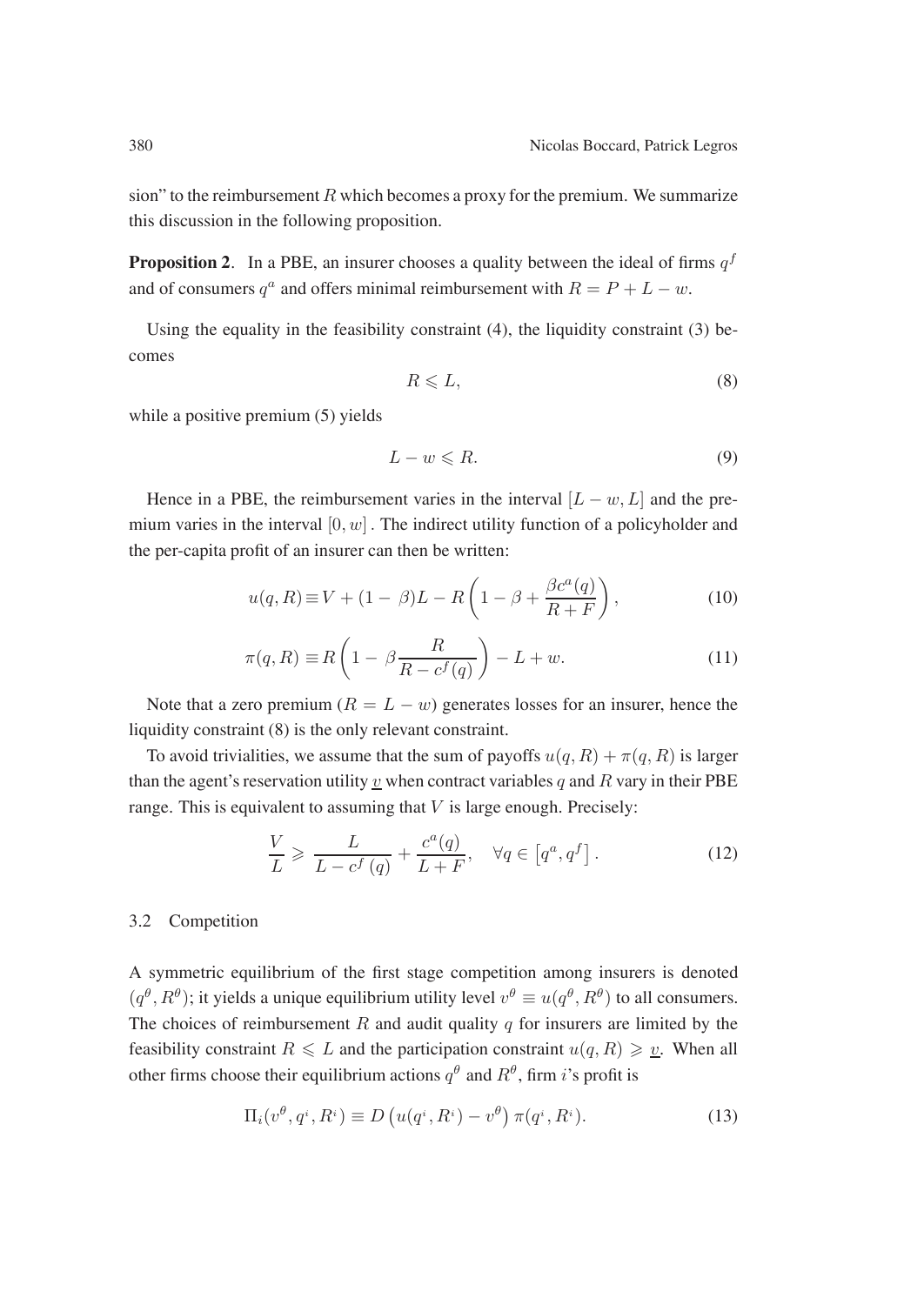sion" to the reimbursement $R$ which becomes a proxy for the premium. We summarize this discussion in the following proposition.

**Proposition 2**. In a PBE, an insurer chooses a quality between the ideal of firms $q^f$ and of consumers $q^a$ and offers minimal reimbursement with $R = P + L - w$.

Using the equality in the feasibility constraint (4), the liquidity constraint (3) becomes

$$R \leqslant L, \tag{8}$$

while a positive premium (5) yields

$$L - w \leqslant R. \tag{9}$$

Hence in a PBE, the reimbursement varies in the interval $[L - w, L]$ and the premium varies in the interval $[0, w]$. The indirect utility function of a policyholder and the per-capita profit of an insurer can then be written:

$$u(q, R) \equiv V + (1 - \beta)L - R\left(1 - \beta + \frac{\beta c^a(q)}{R + F}\right), \tag{10}$$

$$\pi(q, R) \equiv R\left(1 - \beta\frac{R}{R - c^f(q)}\right) - L + w. \tag{11}$$

Note that a zero premium ($R = L - w$) generates losses for an insurer, hence the liquidity constraint (8) is the only relevant constraint.

To avoid trivialities, we assume that the sum of payoffs $u(q, R) + \pi(q, R)$ is larger than the agent's reservation utility $\underline{v}$ when contract variables $q$ and $R$ vary in their PBE range. This is equivalent to assuming that $V$ is large enough. Precisely:

$$\frac{V}{L} \geqslant \frac{L}{L - c^f(q)} + \frac{c^a(q)}{L + F}, \quad \forall q \in \left[q^a, q^f\right]. \tag{12}$$

### 3.2 Competition

A symmetric equilibrium of the first stage competition among insurers is denoted $(q^\theta, R^\theta)$; it yields a unique equilibrium utility level $v^\theta \equiv u(q^\theta, R^\theta)$ to all consumers. The choices of reimbursement $R$ and audit quality $q$ for insurers are limited by the feasibility constraint $R \leqslant L$ and the participation constraint $u(q, R) \geqslant \underline{v}$. When all other firms choose their equilibrium actions $q^\theta$ and $R^\theta$, firm $i$'s profit is

$$\Pi_i(v^\theta, q^i, R^i) \equiv D\left(u(q^i, R^i) - v^\theta\right)\pi(q^i, R^i). \tag{13}$$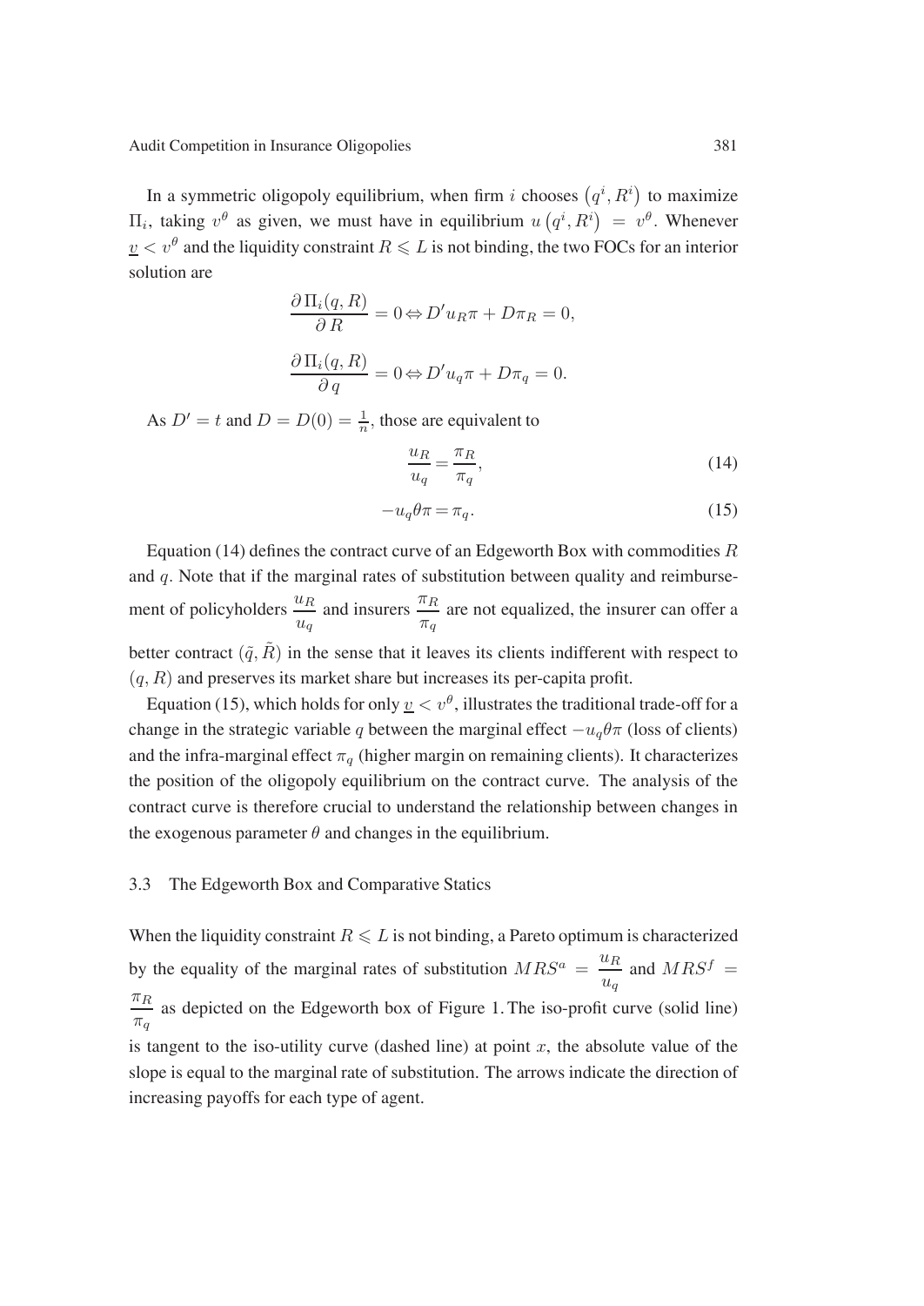In a symmetric oligopoly equilibrium, when firm $i$ chooses $\left(q^i, R^i\right)$ to maximize $\Pi_i$, taking $v^\theta$ as given, we must have in equilibrium $u\left(q^i, R^i\right) = v^\theta$. Whenever $\underline{v} < v^\theta$ and the liquidity constraint $R \leqslant L$ is not binding, the two FOCs for an interior solution are

$$\frac{\partial \Pi_i(q, R)}{\partial R} = 0 \Leftrightarrow D' u_R \pi + D \pi_R = 0,$$

$$\frac{\partial \Pi_i(q, R)}{\partial q} = 0 \Leftrightarrow D' u_q \pi + D \pi_q = 0.$$

As $D' = t$ and $D = D(0) = \frac{1}{n}$, those are equivalent to

$$\frac{u_R}{u_q} = \frac{\pi_R}{\pi_q}, \tag{14}$$

$$-u_q \theta \pi = \pi_q. \tag{15}$$

Equation (14) defines the contract curve of an Edgeworth Box with commodities $R$ and $q$. Note that if the marginal rates of substitution between quality and reimbursement of policyholders $\dfrac{u_R}{u_q}$ and insurers $\dfrac{\pi_R}{\pi_q}$ are not equalized, the insurer can offer a better contract $(\tilde{q}, \tilde{R})$ in the sense that it leaves its clients indifferent with respect to $(q, R)$ and preserves its market share but increases its per-capita profit.

Equation (15), which holds for only $\underline{v} < v^\theta$, illustrates the traditional trade-off for a change in the strategic variable $q$ between the marginal effect $-u_q \theta \pi$ (loss of clients) and the infra-marginal effect $\pi_q$ (higher margin on remaining clients). It characterizes the position of the oligopoly equilibrium on the contract curve. The analysis of the contract curve is therefore crucial to understand the relationship between changes in the exogenous parameter $\theta$ and changes in the equilibrium.

### 3.3 The Edgeworth Box and Comparative Statics

When the liquidity constraint $R \leqslant L$ is not binding, a Pareto optimum is characterized by the equality of the marginal rates of substitution $MRS^a = \dfrac{u_R}{u_q}$ and $MRS^f = \dfrac{\pi_R}{\pi_q}$ as depicted on the Edgeworth box of Figure 1. The iso-profit curve (solid line) is tangent to the iso-utility curve (dashed line) at point $x$, the absolute value of the slope is equal to the marginal rate of substitution. The arrows indicate the direction of increasing payoffs for each type of agent.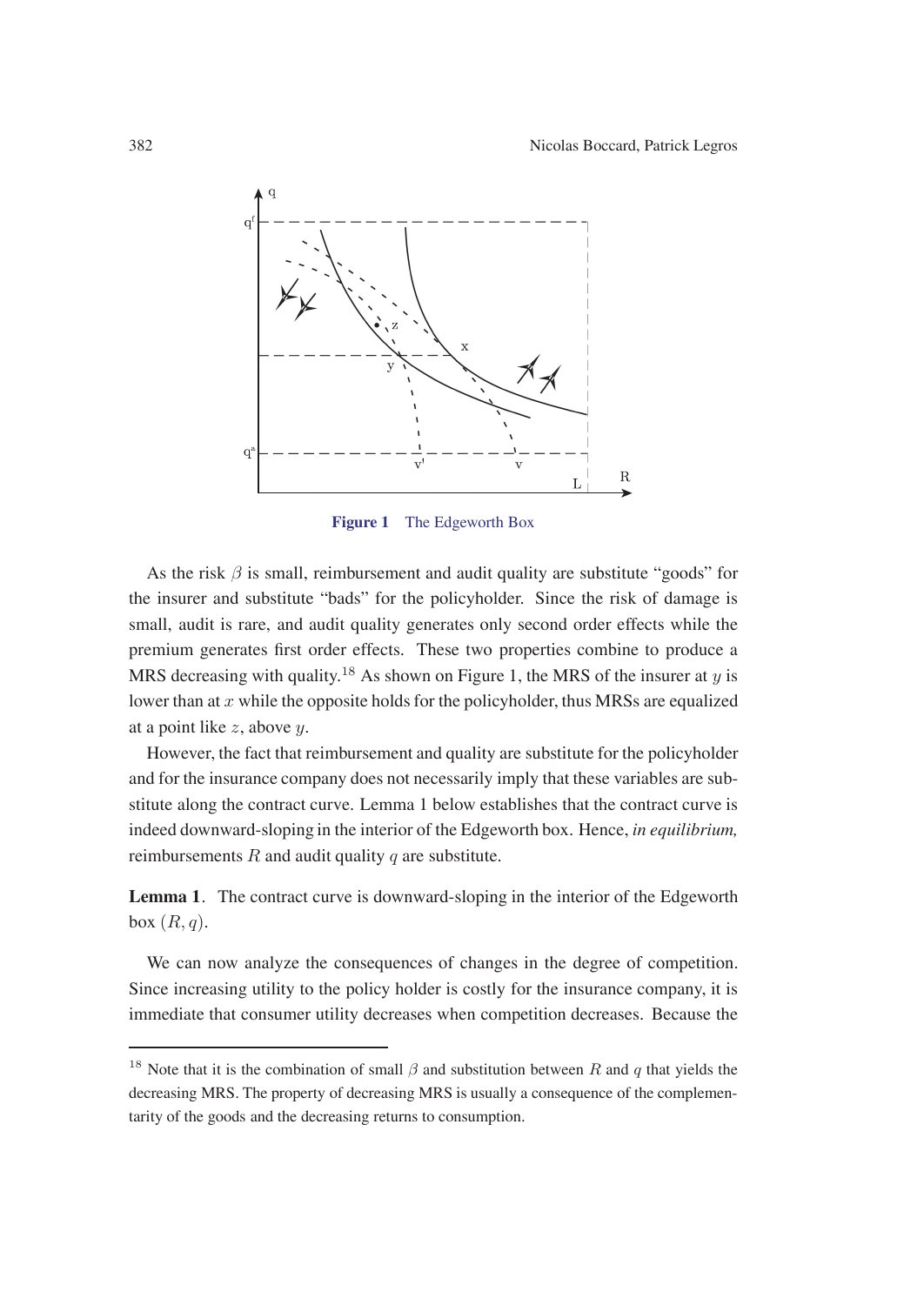Figure 1 The Edgeworth Box

As the risk $\beta$ is small, reimbursement and audit quality are substitute "goods" for the insurer and substitute "bads" for the policyholder. Since the risk of damage is small, audit is rare, and audit quality generates only second order effects while the premium generates first order effects. These two properties combine to produce a MRS decreasing with quality.[18] As shown on Figure 1, the MRS of the insurer at $y$ is lower than at $x$ while the opposite holds for the policyholder, thus MRSs are equalized at a point like $z$, above $y$.

However, the fact that reimbursement and quality are substitute for the policyholder and for the insurance company does not necessarily imply that these variables are substitute along the contract curve. Lemma 1 below establishes that the contract curve is indeed downward-sloping in the interior of the Edgeworth box. Hence, *in equilibrium,* reimbursements $R$ and audit quality $q$ are substitute.

**Lemma 1**. The contract curve is downward-sloping in the interior of the Edgeworth box $(R, q)$.

We can now analyze the consequences of changes in the degree of competition. Since increasing utility to the policy holder is costly for the insurance company, it is immediate that consumer utility decreases when competition decreases. Because the

[18] Note that it is the combination of small $\beta$ and substitution between $R$ and $q$ that yields the decreasing MRS. The property of decreasing MRS is usually a consequence of the complementarity of the goods and the decreasing returns to consumption.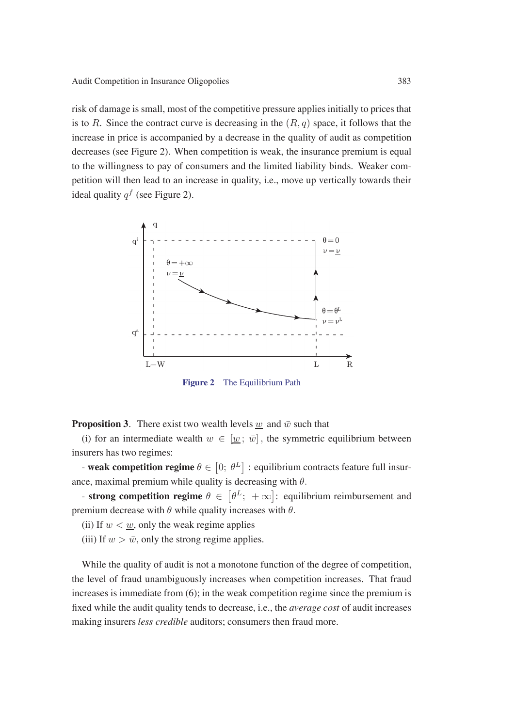risk of damage is small, most of the competitive pressure applies initially to prices that is to $R$. Since the contract curve is decreasing in the $(R, q)$ space, it follows that the increase in price is accompanied by a decrease in the quality of audit as competition decreases (see Figure 2). When competition is weak, the insurance premium is equal to the willingness to pay of consumers and the limited liability binds. Weaker competition will then lead to an increase in quality, i.e., move up vertically towards their ideal quality $q^f$ (see Figure 2).

**Figure 2** The Equilibrium Path

**Proposition 3**. There exist two wealth levels $\underline{w}$ and $\bar{w}$ such that

(i) for an intermediate wealth $w \in [\underline{w};\ \bar{w}]$, the symmetric equilibrium between insurers has two regimes:

- **weak competition regime** $\theta \in [0;\ \theta^L]$ : equilibrium contracts feature full insurance, maximal premium while quality is decreasing with $\theta$.

- **strong competition regime** $\theta \in [\theta^L;\ +\infty]$: equilibrium reimbursement and premium decrease with $\theta$ while quality increases with $\theta$.

(ii) If $w < \underline{w}$, only the weak regime applies

(iii) If $w > \bar{w}$, only the strong regime applies.

While the quality of audit is not a monotone function of the degree of competition, the level of fraud unambiguously increases when competition increases. That fraud increases is immediate from (6); in the weak competition regime since the premium is fixed while the audit quality tends to decrease, i.e., the *average cost* of audit increases making insurers *less credible* auditors; consumers then fraud more.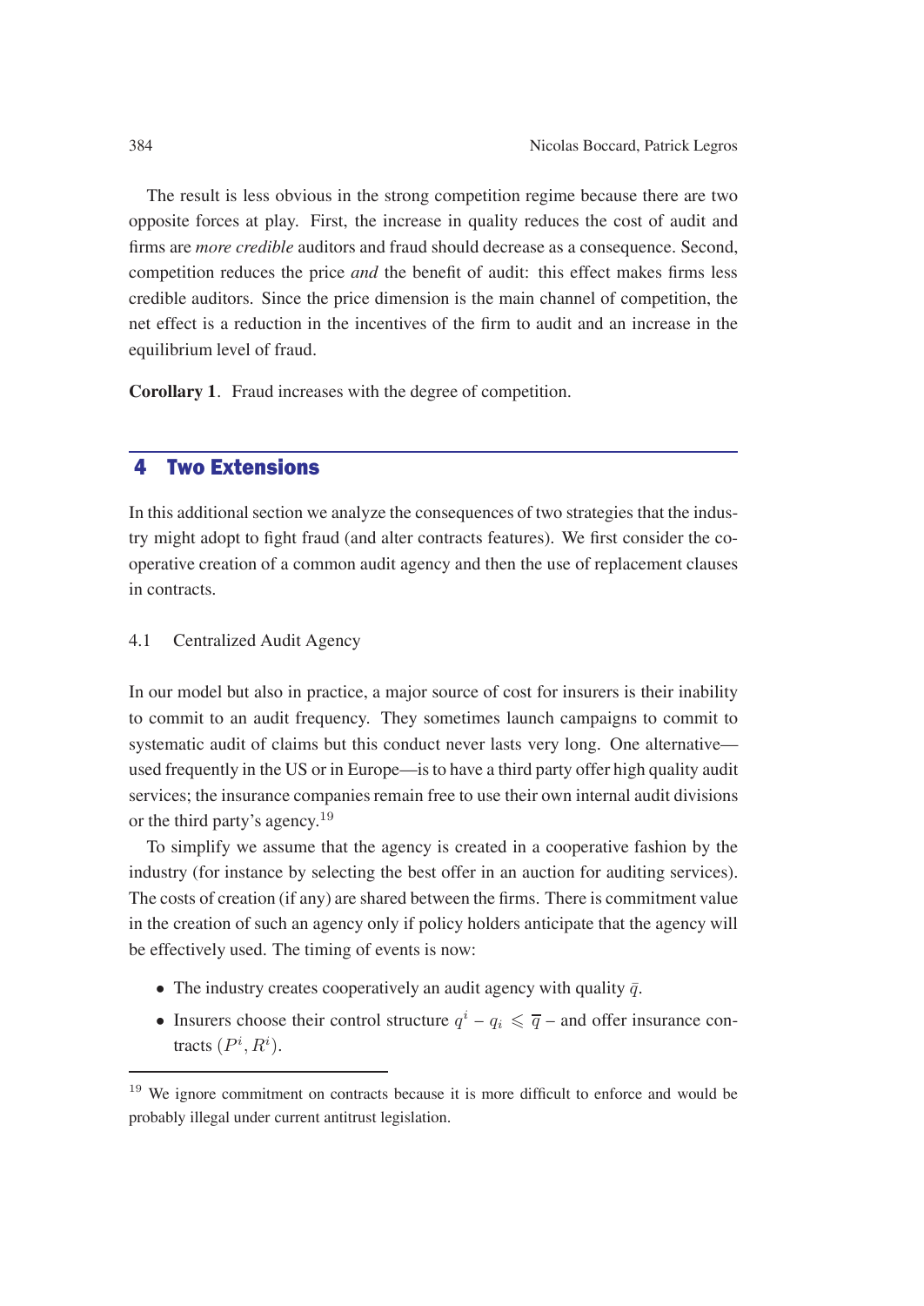The result is less obvious in the strong competition regime because there are two opposite forces at play. First, the increase in quality reduces the cost of audit and firms are *more credible* auditors and fraud should decrease as a consequence. Second, competition reduces the price *and* the benefit of audit: this effect makes firms less credible auditors. Since the price dimension is the main channel of competition, the net effect is a reduction in the incentives of the firm to audit and an increase in the equilibrium level of fraud.

**Corollary 1**. Fraud increases with the degree of competition.

## 4 Two Extensions

In this additional section we analyze the consequences of two strategies that the industry might adopt to fight fraud (and alter contracts features). We first consider the cooperative creation of a common audit agency and then the use of replacement clauses in contracts.

### 4.1 Centralized Audit Agency

In our model but also in practice, a major source of cost for insurers is their inability to commit to an audit frequency. They sometimes launch campaigns to commit to systematic audit of claims but this conduct never lasts very long. One alternative—used frequently in the US or in Europe—is to have a third party offer high quality audit services; the insurance companies remain free to use their own internal audit divisions or the third party's agency.[19]

To simplify we assume that the agency is created in a cooperative fashion by the industry (for instance by selecting the best offer in an auction for auditing services). The costs of creation (if any) are shared between the firms. There is commitment value in the creation of such an agency only if policy holders anticipate that the agency will be effectively used. The timing of events is now:

- The industry creates cooperatively an audit agency with quality $\bar{q}$.
- Insurers choose their control structure $q^i - q_i \leqslant \overline{q}$ – and offer insurance contracts $(P^i, R^i)$.

[19] We ignore commitment on contracts because it is more difficult to enforce and would be probably illegal under current antitrust legislation.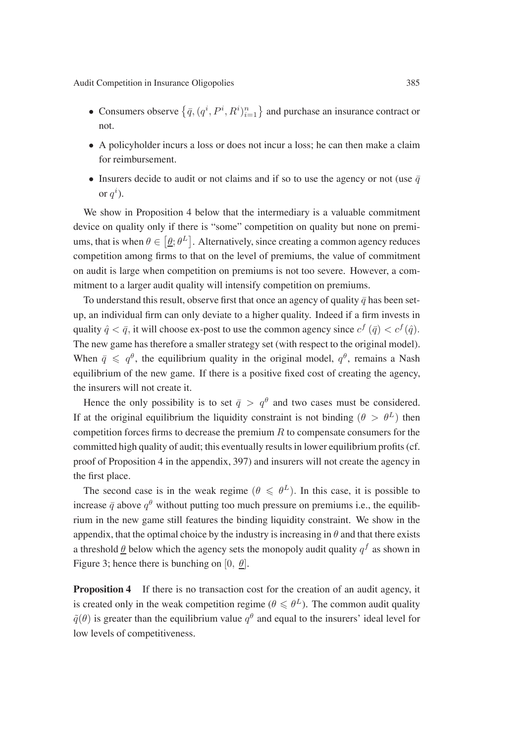- Consumers observe $\left\{\bar{q},(q^i,P^i,R^i)_{i=1}^n\right\}$ and purchase an insurance contract or not.
- A policyholder incurs a loss or does not incur a loss; he can then make a claim for reimbursement.
- Insurers decide to audit or not claims and if so to use the agency or not (use $\bar{q}$ or $q^i$).

We show in Proposition 4 below that the intermediary is a valuable commitment device on quality only if there is "some" competition on quality but none on premiums, that is when $\theta \in \left[\underline{\theta};\theta^L\right]$. Alternatively, since creating a common agency reduces competition among firms to that on the level of premiums, the value of commitment on audit is large when competition on premiums is not too severe. However, a commitment to a larger audit quality will intensify competition on premiums.

To understand this result, observe first that once an agency of quality $\bar{q}$ has been set-up, an individual firm can only deviate to a higher quality. Indeed if a firm invests in quality $\hat{q} < \bar{q}$, it will choose ex-post to use the common agency since $c^f(\bar{q}) < c^f(\hat{q})$. The new game has therefore a smaller strategy set (with respect to the original model). When $\bar{q} \leqslant q^\theta$, the equilibrium quality in the original model, $q^\theta$, remains a Nash equilibrium of the new game. If there is a positive fixed cost of creating the agency, the insurers will not create it.

Hence the only possibility is to set $\bar{q} > q^\theta$ and two cases must be considered. If at the original equilibrium the liquidity constraint is not binding ($\theta > \theta^L$) then competition forces firms to decrease the premium $R$ to compensate consumers for the committed high quality of audit; this eventually results in lower equilibrium profits (cf. proof of Proposition 4 in the appendix, 397) and insurers will not create the agency in the first place.

The second case is in the weak regime ($\theta \leqslant \theta^L$). In this case, it is possible to increase $\bar{q}$ above $q^\theta$ without putting too much pressure on premiums i.e., the equilibrium in the new game still features the binding liquidity constraint. We show in the appendix, that the optimal choice by the industry is increasing in $\theta$ and that there exists a threshold $\underline{\theta}$ below which the agency sets the monopoly audit quality $q^f$ as shown in Figure 3; hence there is bunching on $[0,\ \underline{\theta}]$.

**Proposition 4** If there is no transaction cost for the creation of an audit agency, it is created only in the weak competition regime ($\theta \leqslant \theta^L$). The common audit quality $\tilde{q}(\theta)$ is greater than the equilibrium value $q^\theta$ and equal to the insurers' ideal level for low levels of competitiveness.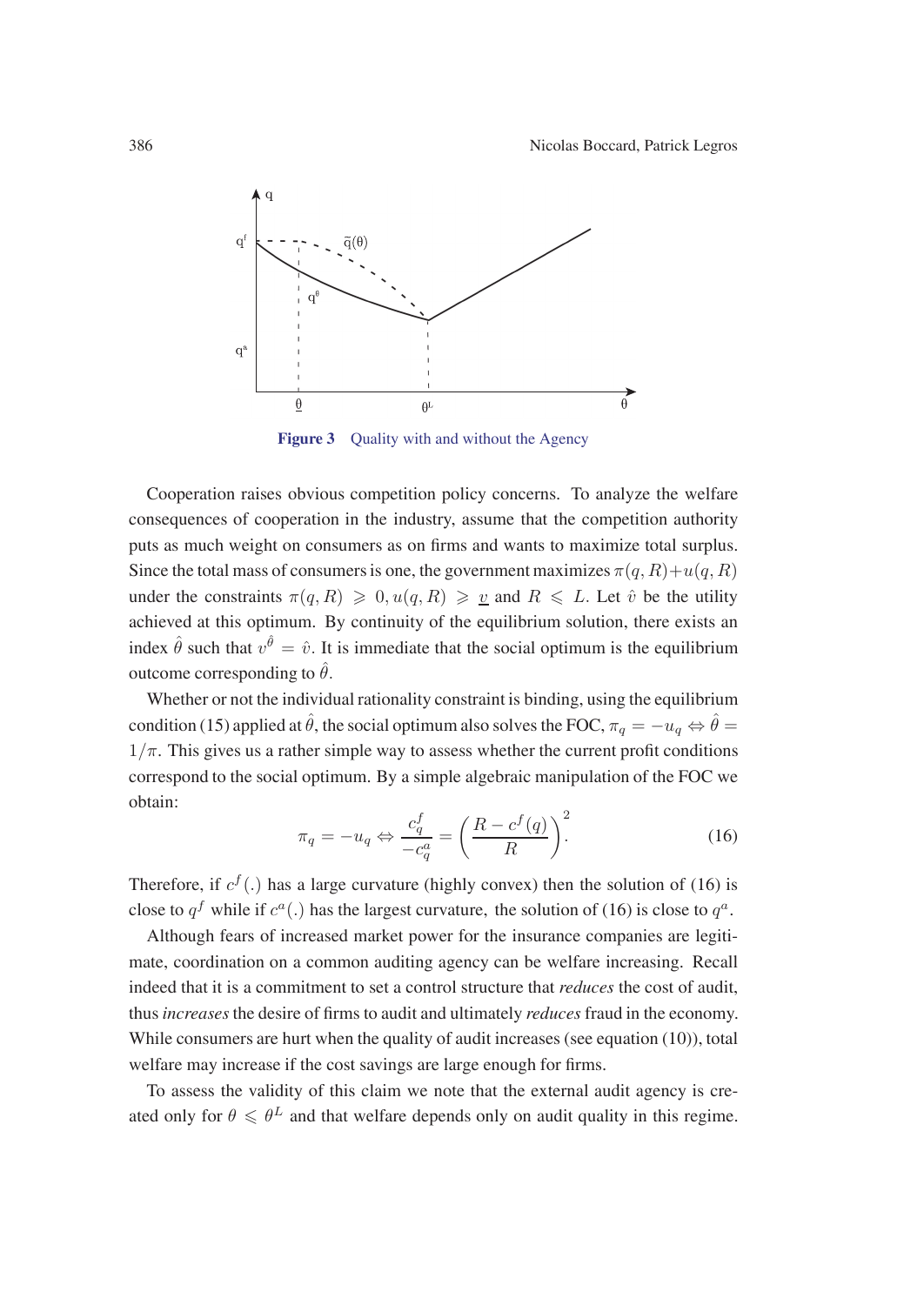**Figure 3** Quality with and without the Agency

Cooperation raises obvious competition policy concerns. To analyze the welfare consequences of cooperation in the industry, assume that the competition authority puts as much weight on consumers as on firms and wants to maximize total surplus. Since the total mass of consumers is one, the government maximizes $\pi(q, R)+u(q, R)$ under the constraints $\pi(q, R) \geqslant 0, u(q, R) \geqslant \underline{v}$ and $R \leqslant L$. Let $\hat{v}$ be the utility achieved at this optimum. By continuity of the equilibrium solution, there exists an index $\hat{\theta}$ such that $v^{\hat{\theta}} = \hat{v}$. It is immediate that the social optimum is the equilibrium outcome corresponding to $\hat{\theta}$.

Whether or not the individual rationality constraint is binding, using the equilibrium condition (15) applied at $\hat{\theta}$, the social optimum also solves the FOC, $\pi_q = -u_q \Leftrightarrow \hat{\theta} = 1/\pi$. This gives us a rather simple way to assess whether the current profit conditions correspond to the social optimum. By a simple algebraic manipulation of the FOC we obtain:

$$\pi_q = -u_q \Leftrightarrow \frac{c_q^f}{-c_q^a} = \left(\frac{R - c^f(q)}{R}\right)^2. \tag{16}$$

Therefore, if $c^f(.)$ has a large curvature (highly convex) then the solution of (16) is close to $q^f$ while if $c^a(.)$ has the largest curvature, the solution of (16) is close to $q^a$.

Although fears of increased market power for the insurance companies are legitimate, coordination on a common auditing agency can be welfare increasing. Recall indeed that it is a commitment to set a control structure that *reduces* the cost of audit, thus *increases* the desire of firms to audit and ultimately *reduces* fraud in the economy. While consumers are hurt when the quality of audit increases (see equation (10)), total welfare may increase if the cost savings are large enough for firms.

To assess the validity of this claim we note that the external audit agency is created only for $\theta \leqslant \theta^L$ and that welfare depends only on audit quality in this regime.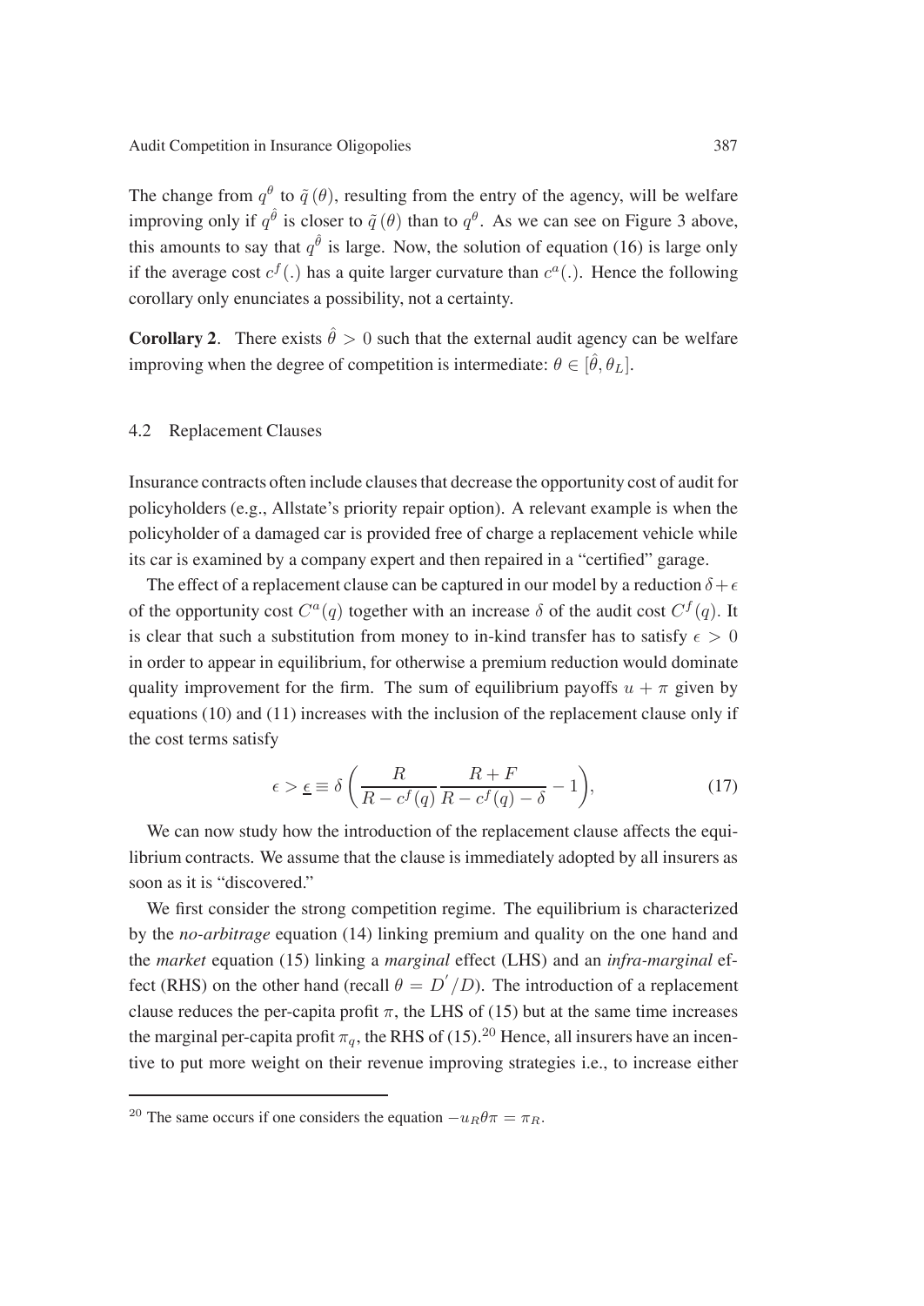The change from $q^{\theta}$ to $\tilde{q}(\theta)$, resulting from the entry of the agency, will be welfare improving only if $q^{\hat{\theta}}$ is closer to $\tilde{q}(\theta)$ than to $q^{\theta}$. As we can see on Figure 3 above, this amounts to say that $q^{\hat{\theta}}$ is large. Now, the solution of equation (16) is large only if the average cost $c^f(.)$ has a quite larger curvature than $c^a(.)$. Hence the following corollary only enunciates a possibility, not a certainty.

**Corollary 2**. There exists $\hat{\theta} > 0$ such that the external audit agency can be welfare improving when the degree of competition is intermediate: $\theta \in [\hat{\theta}, \theta_L]$.

### 4.2 Replacement Clauses

Insurance contracts often include clauses that decrease the opportunity cost of audit for policyholders (e.g., Allstate's priority repair option). A relevant example is when the policyholder of a damaged car is provided free of charge a replacement vehicle while its car is examined by a company expert and then repaired in a "certified" garage.

The effect of a replacement clause can be captured in our model by a reduction $\delta + \epsilon$ of the opportunity cost $C^a(q)$ together with an increase $\delta$ of the audit cost $C^f(q)$. It is clear that such a substitution from money to in-kind transfer has to satisfy $\epsilon > 0$ in order to appear in equilibrium, for otherwise a premium reduction would dominate quality improvement for the firm. The sum of equilibrium payoffs $u + \pi$ given by equations (10) and (11) increases with the inclusion of the replacement clause only if the cost terms satisfy

$$\epsilon > \underline{\epsilon} \equiv \delta \left( \frac{R}{R - c^f(q)} \frac{R + F}{R - c^f(q) - \delta} - 1 \right), \tag{17}$$

We can now study how the introduction of the replacement clause affects the equilibrium contracts. We assume that the clause is immediately adopted by all insurers as soon as it is "discovered."

We first consider the strong competition regime. The equilibrium is characterized by the *no-arbitrage* equation (14) linking premium and quality on the one hand and the *market* equation (15) linking a *marginal* effect (LHS) and an *infra-marginal* effect (RHS) on the other hand (recall $\theta = D'/D$). The introduction of a replacement clause reduces the per-capita profit $\pi$, the LHS of (15) but at the same time increases the marginal per-capita profit $\pi_q$, the RHS of (15).[20] Hence, all insurers have an incentive to put more weight on their revenue improving strategies i.e., to increase either

[20] The same occurs if one considers the equation $-u_R \theta \pi = \pi_R$.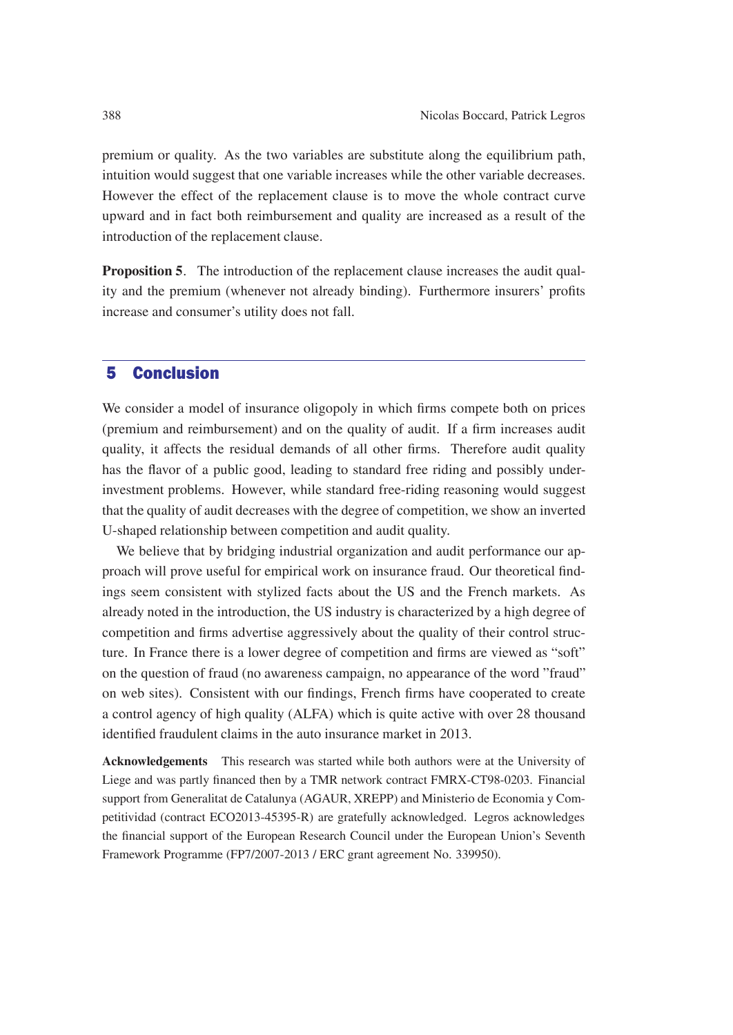premium or quality. As the two variables are substitute along the equilibrium path, intuition would suggest that one variable increases while the other variable decreases. However the effect of the replacement clause is to move the whole contract curve upward and in fact both reimbursement and quality are increased as a result of the introduction of the replacement clause.

**Proposition 5**. The introduction of the replacement clause increases the audit quality and the premium (whenever not already binding). Furthermore insurers' profits increase and consumer's utility does not fall.

## 5 Conclusion

We consider a model of insurance oligopoly in which firms compete both on prices (premium and reimbursement) and on the quality of audit. If a firm increases audit quality, it affects the residual demands of all other firms. Therefore audit quality has the flavor of a public good, leading to standard free riding and possibly underinvestment problems. However, while standard free-riding reasoning would suggest that the quality of audit decreases with the degree of competition, we show an inverted U-shaped relationship between competition and audit quality.

We believe that by bridging industrial organization and audit performance our approach will prove useful for empirical work on insurance fraud. Our theoretical findings seem consistent with stylized facts about the US and the French markets. As already noted in the introduction, the US industry is characterized by a high degree of competition and firms advertise aggressively about the quality of their control structure. In France there is a lower degree of competition and firms are viewed as "soft" on the question of fraud (no awareness campaign, no appearance of the word "fraud" on web sites). Consistent with our findings, French firms have cooperated to create a control agency of high quality (ALFA) which is quite active with over 28 thousand identified fraudulent claims in the auto insurance market in 2013.

**Acknowledgements** This research was started while both authors were at the University of Liege and was partly financed then by a TMR network contract FMRX-CT98-0203. Financial support from Generalitat de Catalunya (AGAUR, XREPP) and Ministerio de Economia y Competitividad (contract ECO2013-45395-R) are gratefully acknowledged. Legros acknowledges the financial support of the European Research Council under the European Union's Seventh Framework Programme (FP7/2007-2013 / ERC grant agreement No. 339950).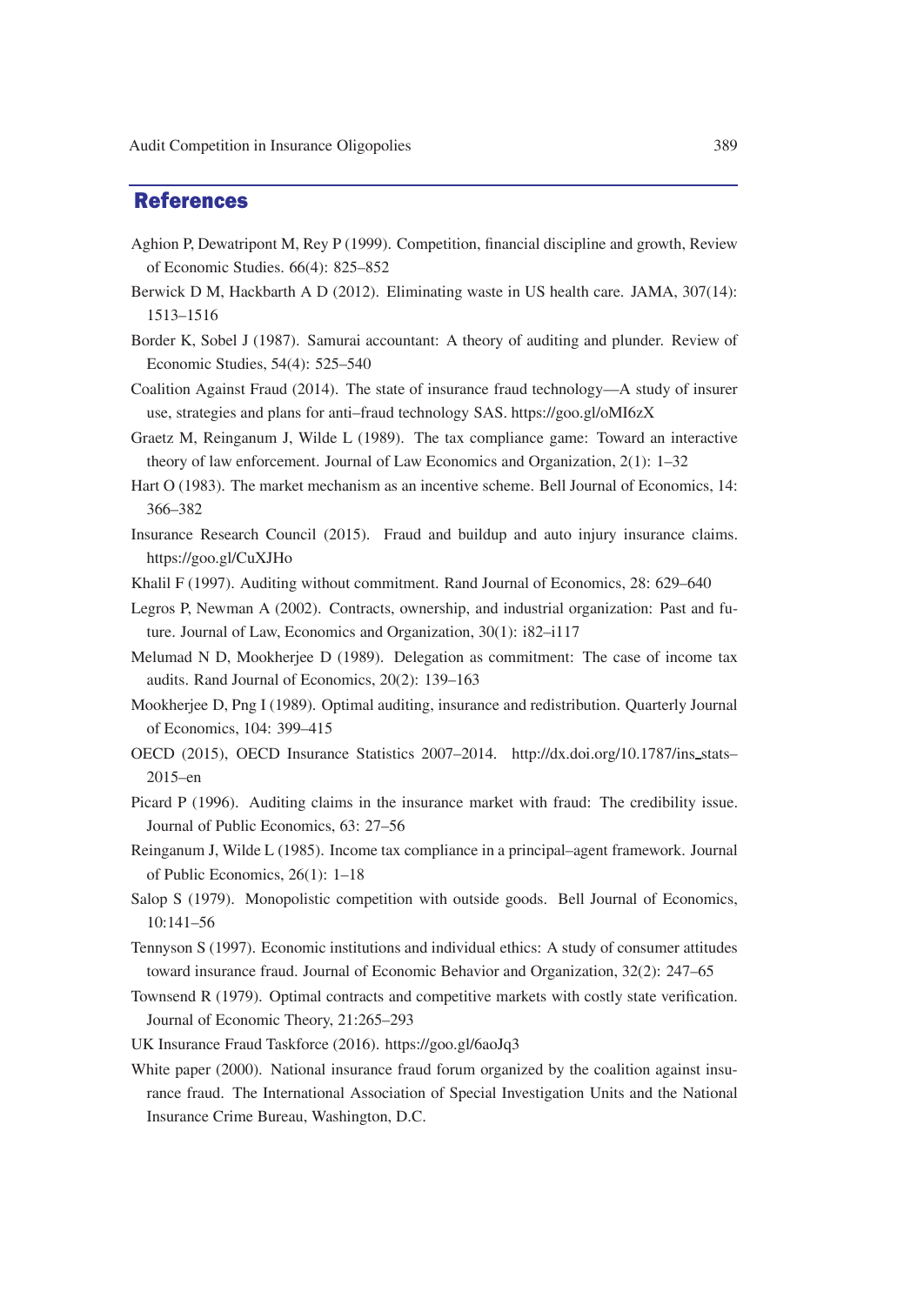## References

Aghion P, Dewatripont M, Rey P (1999). Competition, financial discipline and growth, Review of Economic Studies. 66(4): 825–852

Berwick D M, Hackbarth A D (2012). Eliminating waste in US health care. JAMA, 307(14): 1513–1516

Border K, Sobel J (1987). Samurai accountant: A theory of auditing and plunder. Review of Economic Studies, 54(4): 525–540

Coalition Against Fraud (2014). The state of insurance fraud technology—A study of insurer use, strategies and plans for anti–fraud technology SAS. https://goo.gl/oMI6zX

Graetz M, Reinganum J, Wilde L (1989). The tax compliance game: Toward an interactive theory of law enforcement. Journal of Law Economics and Organization, 2(1): 1–32

Hart O (1983). The market mechanism as an incentive scheme. Bell Journal of Economics, 14: 366–382

Insurance Research Council (2015). Fraud and buildup and auto injury insurance claims. https://goo.gl/CuXJHo

Khalil F (1997). Auditing without commitment. Rand Journal of Economics, 28: 629–640

Legros P, Newman A (2002). Contracts, ownership, and industrial organization: Past and future. Journal of Law, Economics and Organization, 30(1): i82–i117

Melumad N D, Mookherjee D (1989). Delegation as commitment: The case of income tax audits. Rand Journal of Economics, 20(2): 139–163

Mookherjee D, Png I (1989). Optimal auditing, insurance and redistribution. Quarterly Journal of Economics, 104: 399–415

OECD (2015), OECD Insurance Statistics 2007–2014. http://dx.doi.org/10.1787/ins_stats–2015–en

Picard P (1996). Auditing claims in the insurance market with fraud: The credibility issue. Journal of Public Economics, 63: 27–56

Reinganum J, Wilde L (1985). Income tax compliance in a principal–agent framework. Journal of Public Economics, 26(1): 1–18

Salop S (1979). Monopolistic competition with outside goods. Bell Journal of Economics, 10:141–56

Tennyson S (1997). Economic institutions and individual ethics: A study of consumer attitudes toward insurance fraud. Journal of Economic Behavior and Organization, 32(2): 247–65

Townsend R (1979). Optimal contracts and competitive markets with costly state verification. Journal of Economic Theory, 21:265–293

UK Insurance Fraud Taskforce (2016). https://goo.gl/6aoJq3

White paper (2000). National insurance fraud forum organized by the coalition against insurance fraud. The International Association of Special Investigation Units and the National Insurance Crime Bureau, Washington, D.C.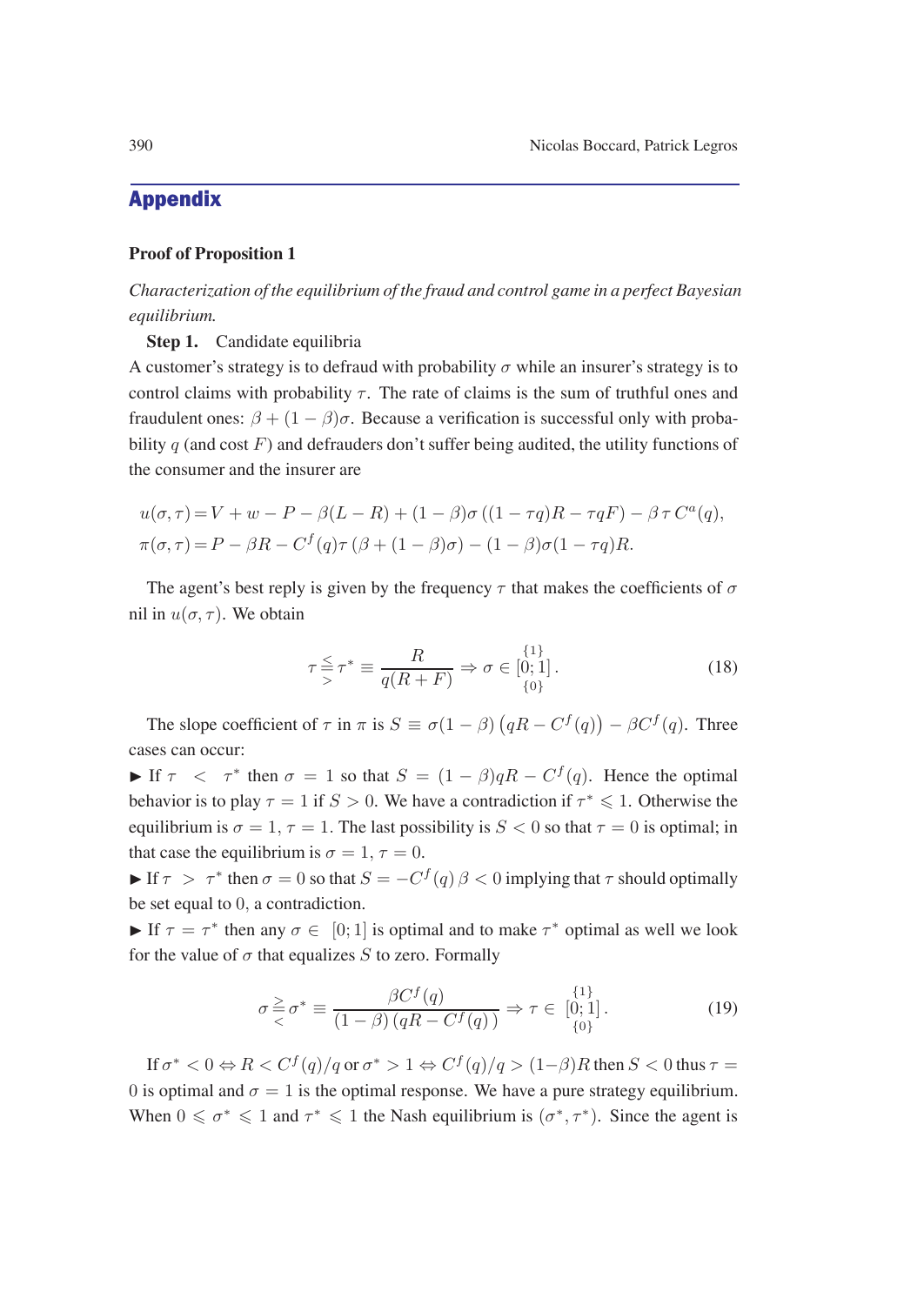## Appendix

### Proof of Proposition 1

*Characterization of the equilibrium of the fraud and control game in a perfect Bayesian equilibrium.*

**Step 1.** Candidate equilibria

A customer's strategy is to defraud with probability $\sigma$ while an insurer's strategy is to control claims with probability $\tau$. The rate of claims is the sum of truthful ones and fraudulent ones: $\beta + (1-\beta)\sigma$. Because a verification is successful only with probability $q$ (and cost $F$) and defrauders don't suffer being audited, the utility functions of the consumer and the insurer are

$$u(\sigma,\tau) = V + w - P - \beta(L-R) + (1-\beta)\sigma\left((1-\tau q)R - \tau q F\right) - \beta\,\tau\, C^a(q),$$
$$\pi(\sigma,\tau) = P - \beta R - C^f(q)\tau\left(\beta + (1-\beta)\sigma\right) - (1-\beta)\sigma(1-\tau q)R.$$

The agent's best reply is given by the frequency $\tau$ that makes the coefficients of $\sigma$ nil in $u(\sigma,\tau)$. We obtain

$$\tau \overset{\leq}{\underset{>}{=}} \tau^* \equiv \frac{R}{q(R+F)} \Rightarrow \sigma \in \overset{\{1\}}{\underset{\{0\}}{[0;1]}}. \tag{18}$$

The slope coefficient of $\tau$ in $\pi$ is $S \equiv \sigma(1-\beta)\left(qR - C^f(q)\right) - \beta C^f(q)$. Three cases can occur:

► If $\tau < \tau^*$ then $\sigma = 1$ so that $S = (1-\beta)qR - C^f(q)$. Hence the optimal behavior is to play $\tau = 1$ if $S > 0$. We have a contradiction if $\tau^* \leqslant 1$. Otherwise the equilibrium is $\sigma = 1, \tau = 1$. The last possibility is $S < 0$ so that $\tau = 0$ is optimal; in that case the equilibrium is $\sigma = 1, \tau = 0$.

► If $\tau > \tau^*$ then $\sigma = 0$ so that $S = -C^f(q)\,\beta < 0$ implying that $\tau$ should optimally be set equal to $0$, a contradiction.

► If $\tau = \tau^*$ then any $\sigma \in [0;1]$ is optimal and to make $\tau^*$ optimal as well we look for the value of $\sigma$ that equalizes $S$ to zero. Formally

$$\sigma \overset{\geq}{\underset{<}{=}} \sigma^* \equiv \frac{\beta C^f(q)}{(1-\beta)\left(qR - C^f(q)\right)} \Rightarrow \tau \in \overset{\{1\}}{\underset{\{0\}}{[0;1]}}. \tag{19}$$

If $\sigma^* < 0 \Leftrightarrow R < C^f(q)/q$ or $\sigma^* > 1 \Leftrightarrow C^f(q)/q > (1-\beta)R$ then $S < 0$ thus $\tau = 0$ is optimal and $\sigma = 1$ is the optimal response. We have a pure strategy equilibrium. When $0 \leqslant \sigma^* \leqslant 1$ and $\tau^* \leqslant 1$ the Nash equilibrium is $(\sigma^*, \tau^*)$. Since the agent is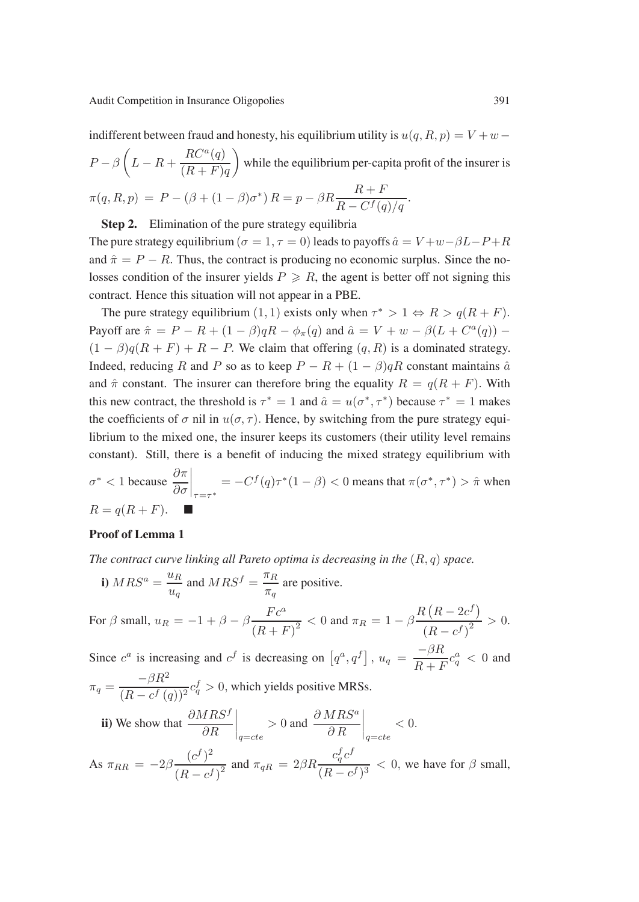indifferent between fraud and honesty, his equilibrium utility is $u(q, R, p) = V + w - P - \beta\left(L - R + \dfrac{RC^a(q)}{(R+F)q}\right)$ while the equilibrium per-capita profit of the insurer is $\pi(q, R, p) = P - (\beta + (1-\beta)\sigma^*) R = p - \beta R \dfrac{R+F}{R - C^f(q)/q}$.

**Step 2.** Elimination of the pure strategy equilibria

The pure strategy equilibrium $(\sigma = 1, \tau = 0)$ leads to payoffs $\hat{a} = V + w - \beta L - P + R$ and $\hat{\pi} = P - R$. Thus, the contract is producing no economic surplus. Since the no-losses condition of the insurer yields $P \geqslant R$, the agent is better off not signing this contract. Hence this situation will not appear in a PBE.

The pure strategy equilibrium $(1, 1)$ exists only when $\tau^* > 1 \Leftrightarrow R > q(R+F)$. Payoff are $\hat{\pi} = P - R + (1-\beta)qR - \phi_\pi(q)$ and $\hat{a} = V + w - \beta(L + C^a(q)) - (1-\beta)q(R+F) + R - P$. We claim that offering $(q, R)$ is a dominated strategy. Indeed, reducing $R$ and $P$ so as to keep $P - R + (1-\beta)qR$ constant maintains $\hat{a}$ and $\hat{\pi}$ constant. The insurer can therefore bring the equality $R = q(R+F)$. With this new contract, the threshold is $\tau^* = 1$ and $\hat{a} = u(\sigma^*, \tau^*)$ because $\tau^* = 1$ makes the coefficients of $\sigma$ nil in $u(\sigma, \tau)$. Hence, by switching from the pure strategy equilibrium to the mixed one, the insurer keeps its customers (their utility level remains constant). Still, there is a benefit of inducing the mixed strategy equilibrium with $\sigma^* < 1$ because $\left.\dfrac{\partial \pi}{\partial \sigma}\right|_{\tau=\tau^*} = -C^f(q)\tau^*(1-\beta) < 0$ means that $\pi(\sigma^*, \tau^*) > \hat{\pi}$ when $R = q(R+F)$. ■

**Proof of Lemma 1**

*The contract curve linking all Pareto optima is decreasing in the $(R, q)$ space.*

**i)** $MRS^a = \dfrac{u_R}{u_q}$ and $MRS^f = \dfrac{\pi_R}{\pi_q}$ are positive.

For $\beta$ small, $u_R = -1 + \beta - \beta\dfrac{Fc^a}{(R+F)^2} < 0$ and $\pi_R = 1 - \beta\dfrac{R\left(R - 2c^f\right)}{\left(R - c^f\right)^2} > 0$.

Since $c^a$ is increasing and $c^f$ is decreasing on $\left[q^a, q^f\right]$, $u_q = \dfrac{-\beta R}{R+F}c_q^a < 0$ and $\pi_q = \dfrac{-\beta R^2}{(R - c^f(q))^2}c_q^f > 0$, which yields positive MRSs.

**ii)** We show that $\left.\dfrac{\partial MRS^f}{\partial R}\right|_{q=cte} > 0$ and $\left.\dfrac{\partial\, MRS^a}{\partial\, R}\right|_{q=cte} < 0$.

As $\pi_{RR} = -2\beta\dfrac{(c^f)^2}{(R - c^f)^2}$ and $\pi_{qR} = 2\beta R\dfrac{c_q^f c^f}{(R - c^f)^3} < 0$, we have for $\beta$ small,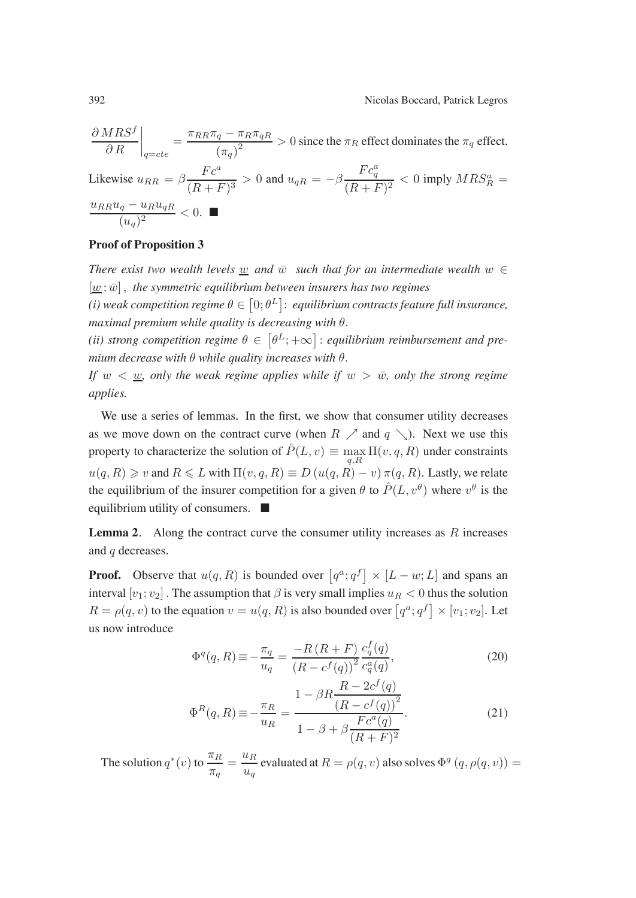$$\left.\frac{\partial \, MRS^f}{\partial \, R}\right|_{q=cte} = \frac{\pi_{RR}\pi_q - \pi_R\pi_{qR}}{(\pi_q)^2} > 0 \text{ since the } \pi_R \text{ effect dominates the } \pi_q \text{ effect.}$$

Likewise $u_{RR} = \beta \dfrac{Fc^a}{(R+F)^3} > 0$ and $u_{qR} = -\beta \dfrac{Fc^a_q}{(R+F)^2} < 0$ imply $MRS^a_R = \dfrac{u_{RR}u_q - u_R u_{qR}}{(u_q)^2} < 0$. ∎

**Proof of Proposition 3**

*There exist two wealth levels $\underline{w}$ and $\bar{w}$ such that for an intermediate wealth $w \in [\underline{w}\,;\bar{w}]$, the symmetric equilibrium between insurers has two regimes*

*(i) weak competition regime $\theta \in [0;\theta^L]$: equilibrium contracts feature full insurance, maximal premium while quality is decreasing with $\theta$.*

*(ii) strong competition regime $\theta \in [\theta^L;+\infty]$: equilibrium reimbursement and premium decrease with $\theta$ while quality increases with $\theta$.*

*If $w < \underline{w}$, only the weak regime applies while if $w > \bar{w}$, only the strong regime applies.*

We use a series of lemmas. In the first, we show that consumer utility decreases as we move down on the contract curve (when $R \nearrow$ and $q \searrow$). Next we use this property to characterize the solution of $\hat{P}(L,v) \equiv \max_{q,R} \Pi(v,q,R)$ under constraints $u(q,R) \geqslant v$ and $R \leqslant L$ with $\Pi(v,q,R) \equiv D\,(u(q,R) - v)\,\pi(q,R)$. Lastly, we relate the equilibrium of the insurer competition for a given $\theta$ to $\hat{P}(L,v^\theta)$ where $v^\theta$ is the equilibrium utility of consumers. ∎

**Lemma 2**. Along the contract curve the consumer utility increases as $R$ increases and $q$ decreases.

**Proof.** Observe that $u(q,R)$ is bounded over $[q^a;q^f] \times [L-w;L]$ and spans an interval $[v_1;v_2]$. The assumption that $\beta$ is very small implies $u_R < 0$ thus the solution $R = \rho(q,v)$ to the equation $v = u(q,R)$ is also bounded over $[q^a;q^f] \times [v_1;v_2]$. Let us now introduce

$$\Phi^q(q,R) \equiv -\frac{\pi_q}{u_q} = \frac{-R\,(R+F)}{\left(R - c^f(q)\right)^2}\frac{c^f_q(q)}{c^a_q(q)}, \tag{20}$$

$$\Phi^R(q,R) \equiv -\frac{\pi_R}{u_R} = \frac{1 - \beta R \dfrac{R - 2c^f(q)}{\left(R - c^f(q)\right)^2}}{1 - \beta + \beta \dfrac{Fc^a(q)}{(R+F)^2}}. \tag{21}$$

The solution $q^*(v)$ to $\dfrac{\pi_R}{\pi_q} = \dfrac{u_R}{u_q}$ evaluated at $R = \rho(q,v)$ also solves $\Phi^q\left(q,\rho(q,v)\right) =$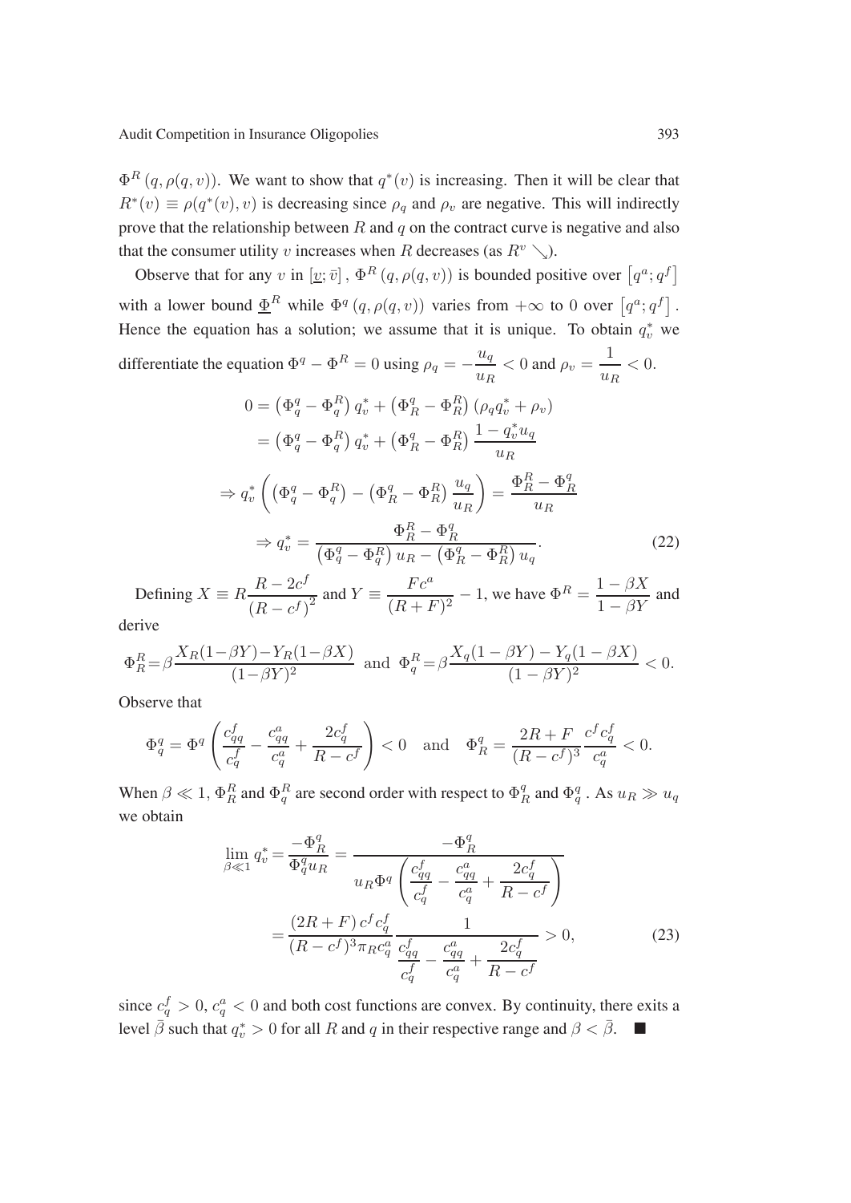$\Phi^R(q, \rho(q, v))$. We want to show that $q^*(v)$ is increasing. Then it will be clear that $R^*(v) \equiv \rho(q^*(v), v)$ is decreasing since $\rho_q$ and $\rho_v$ are negative. This will indirectly prove that the relationship between $R$ and $q$ on the contract curve is negative and also that the consumer utility $v$ increases when $R$ decreases (as $R^v \searrow$).

Observe that for any $v$ in $[\underline{v}; \bar{v}]$, $\Phi^R(q, \rho(q, v))$ is bounded positive over $[q^a; q^f]$ with a lower bound $\underline{\Phi}^R$ while $\Phi^q(q, \rho(q, v))$ varies from $+\infty$ to 0 over $[q^a; q^f]$. Hence the equation has a solution; we assume that it is unique. To obtain $q_v^*$ we differentiate the equation $\Phi^q - \Phi^R = 0$ using $\rho_q = -\dfrac{u_q}{u_R} < 0$ and $\rho_v = \dfrac{1}{u_R} < 0$.

$$
\begin{aligned}
0 &= \left(\Phi_q^q - \Phi_q^R\right) q_v^* + \left(\Phi_R^q - \Phi_R^R\right)\left(\rho_q q_v^* + \rho_v\right) \\
&= \left(\Phi_q^q - \Phi_q^R\right) q_v^* + \left(\Phi_R^q - \Phi_R^R\right) \frac{1 - q_v^* u_q}{u_R} \\
\Rightarrow q_v^* &\left( \left(\Phi_q^q - \Phi_q^R\right) - \left(\Phi_R^q - \Phi_R^R\right) \frac{u_q}{u_R} \right) = \frac{\Phi_R^R - \Phi_R^q}{u_R} \\
\Rightarrow q_v^* &= \frac{\Phi_R^R - \Phi_R^q}{\left(\Phi_q^q - \Phi_q^R\right) u_R - \left(\Phi_R^q - \Phi_R^R\right) u_q}. \qquad (22)
\end{aligned}
$$

Defining $X \equiv R\dfrac{R - 2c^f}{(R - c^f)^2}$ and $Y \equiv \dfrac{Fc^a}{(R+F)^2} - 1$, we have $\Phi^R = \dfrac{1 - \beta X}{1 - \beta Y}$ and derive

$$
\Phi_R^R = \beta \frac{X_R(1-\beta Y) - Y_R(1-\beta X)}{(1-\beta Y)^2} \quad \text{and} \quad \Phi_q^R = \beta \frac{X_q(1-\beta Y) - Y_q(1-\beta X)}{(1-\beta Y)^2} < 0.
$$

Observe that

$$
\Phi_q^q = \Phi^q \left( \frac{c_{qq}^f}{c_q^f} - \frac{c_{qq}^a}{c_q^a} + \frac{2c_q^f}{R - c^f} \right) < 0 \quad \text{and} \quad \Phi_R^q = \frac{2R + F}{(R - c^f)^3} \frac{c^f c_q^f}{c_q^a} < 0.
$$

When $\beta \ll 1$, $\Phi_R^R$ and $\Phi_q^R$ are second order with respect to $\Phi_R^q$ and $\Phi_q^q$. As $u_R \gg u_q$ we obtain

$$
\begin{aligned}
\lim_{\beta \ll 1} q_v^* = \frac{-\Phi_R^q}{\Phi_q^q u_R} &= \frac{-\Phi_R^q}{u_R \Phi^q \left( \dfrac{c_{qq}^f}{c_q^f} - \dfrac{c_{qq}^a}{c_q^a} + \dfrac{2c_q^f}{R - c^f} \right)} \\
&= \frac{(2R + F) c^f c_q^f}{(R - c^f)^3 \pi_R c_q^a} \frac{1}{\dfrac{c_{qq}^f}{c_q^f} - \dfrac{c_{qq}^a}{c_q^a} + \dfrac{2c_q^f}{R - c^f}} > 0, \qquad (23)
\end{aligned}
$$

since $c_q^f > 0$, $c_q^a < 0$ and both cost functions are convex. By continuity, there exits a level $\bar{\beta}$ such that $q_v^* > 0$ for all $R$ and $q$ in their respective range and $\beta < \bar{\beta}$. ■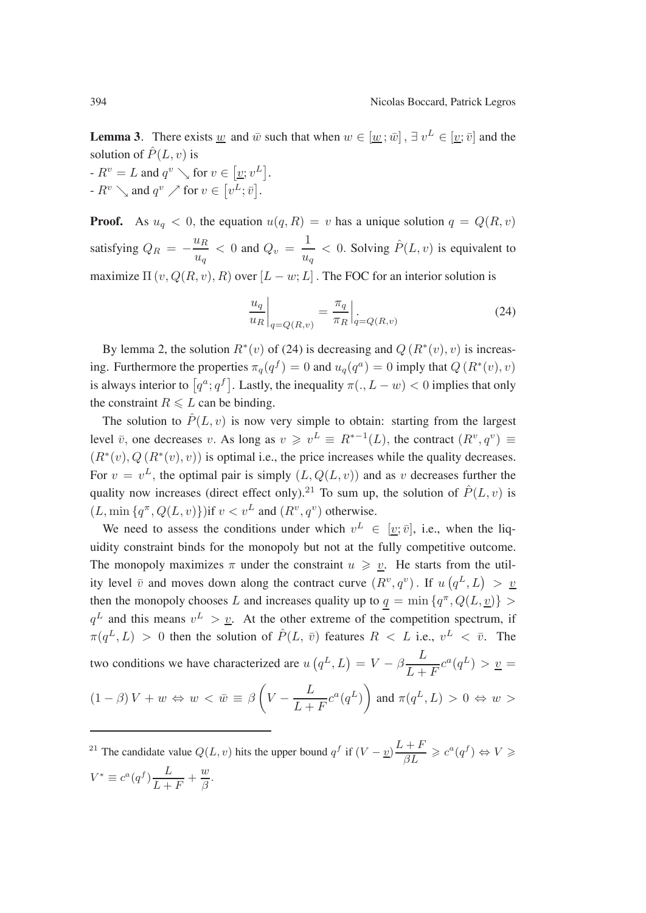**Lemma 3**. There exists $\underline{w}$ and $\bar{w}$ such that when $w \in [\underline{w}\,; \bar{w}]$, $\exists\, v^L \in [\underline{v}; \bar{v}]$ and the solution of $\hat{P}(L, v)$ is

- $R^v = L$ and $q^v \searrow$ for $v \in [\underline{v}; v^L]$.
- $R^v \searrow$ and $q^v \nearrow$ for $v \in [v^L; \bar{v}]$.

**Proof.** As $u_q < 0$, the equation $u(q, R) = v$ has a unique solution $q = Q(R, v)$ satisfying $Q_R = -\dfrac{u_R}{u_q} < 0$ and $Q_v = \dfrac{1}{u_q} < 0$. Solving $\hat{P}(L, v)$ is equivalent to maximize $\Pi\,(v, Q(R, v), R)$ over $[L - w; L]$. The FOC for an interior solution is

$$\left.\frac{u_q}{u_R}\right|_{q=Q(R,v)} = \left.\frac{\pi_q}{\pi_R}\right|_{q=Q(R,v)}. \tag{24}$$

By lemma 2, the solution $R^*(v)$ of (24) is decreasing and $Q\,(R^*(v), v)$ is increasing. Furthermore the properties $\pi_q(q^f) = 0$ and $u_q(q^a) = 0$ imply that $Q\,(R^*(v), v)$ is always interior to $[q^a; q^f]$. Lastly, the inequality $\pi(., L - w) < 0$ implies that only the constraint $R \leqslant L$ can be binding.

The solution to $\hat{P}(L, v)$ is now very simple to obtain: starting from the largest level $\bar{v}$, one decreases $v$. As long as $v \geqslant v^L \equiv R^{*-1}(L)$, the contract $(R^v, q^v) \equiv (R^*(v), Q\,(R^*(v), v))$ is optimal i.e., the price increases while the quality decreases. For $v = v^L$, the optimal pair is simply $(L, Q(L, v))$ and as $v$ decreases further the quality now increases (direct effect only).[21] To sum up, the solution of $\hat{P}(L, v)$ is $(L, \min\{q^\pi, Q(L, v)\})$if $v < v^L$ and $(R^v, q^v)$ otherwise.

We need to assess the conditions under which $v^L \in [\underline{v}; \bar{v}]$, i.e., when the liquidity constraint binds for the monopoly but not at the fully competitive outcome. The monopoly maximizes $\pi$ under the constraint $u \geqslant \underline{v}$. He starts from the utility level $\bar{v}$ and moves down along the contract curve $(R^v, q^v)$. If $u\left(q^L, L\right) > \underline{v}$ then the monopoly chooses $L$ and increases quality up to $\underline{q} = \min\{q^\pi, Q(L, \underline{v})\} > q^L$ and this means $v^L > \underline{v}$. At the other extreme of the competition spectrum, if $\pi(q^L, L) > 0$ then the solution of $\hat{P}(L, \bar{v})$ features $R < L$ i.e., $v^L < \bar{v}$. The two conditions we have characterized are $u\left(q^L, L\right) = V - \beta\dfrac{L}{L+F}c^a(q^L) > \underline{v} = (1-\beta)\,V + w \Leftrightarrow w < \bar{w} \equiv \beta\left(V - \dfrac{L}{L+F}c^a(q^L)\right)$ and $\pi(q^L, L) > 0 \Leftrightarrow w >$

[21] The candidate value $Q(L, v)$ hits the upper bound $q^f$ if $(V - \underline{v})\dfrac{L+F}{\beta L} \geqslant c^a(q^f) \Leftrightarrow V \geqslant V^* \equiv c^a(q^f)\dfrac{L}{L+F} + \dfrac{w}{\beta}$.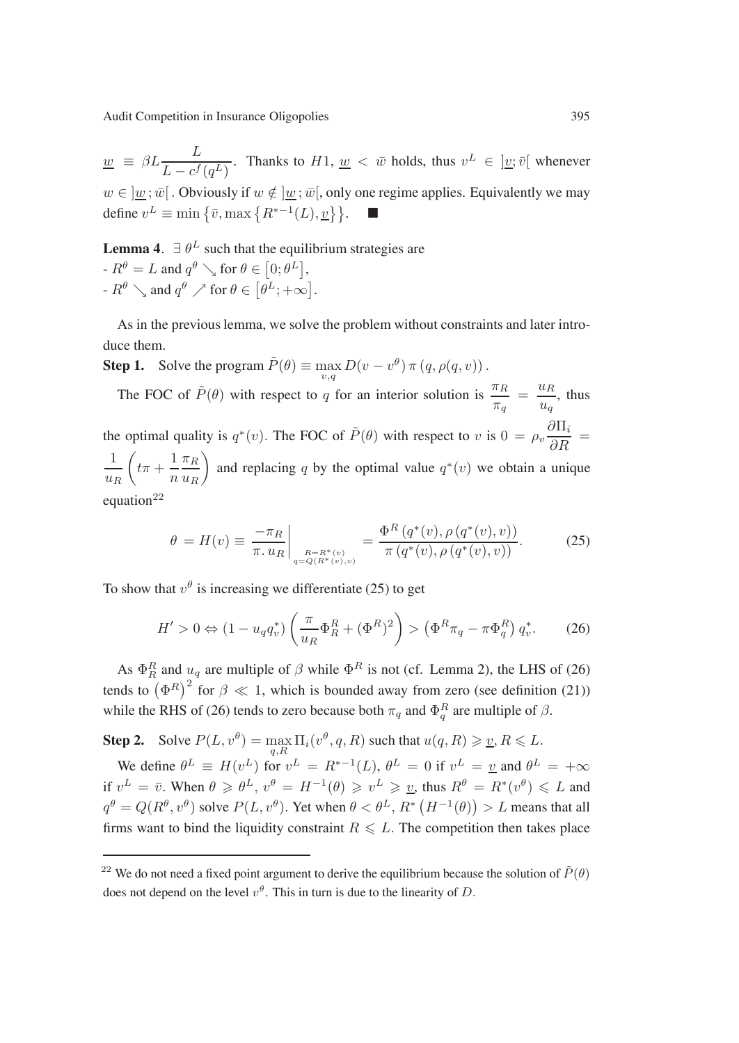$\underline{w} \equiv \beta L \dfrac{L}{L - c^f(q^L)}$. Thanks to $H1$, $\underline{w} < \bar{w}$ holds, thus $v^L \in ]\underline{v}; \bar{v}[$ whenever $w \in ]\underline{w}; \bar{w}[$. Obviously if $w \notin ]\underline{w}; \bar{w}[$, only one regime applies. Equivalently we may define $v^L \equiv \min\left\{\bar{v}, \max\left\{R^{*-1}(L), \underline{v}\right\}\right\}$. ■

**Lemma 4**. $\exists\, \theta^L$ such that the equilibrium strategies are
- $R^\theta = L$ and $q^\theta \searrow$ for $\theta \in \left[0; \theta^L\right]$,
- $R^\theta \searrow$ and $q^\theta \nearrow$ for $\theta \in \left[\theta^L; +\infty\right]$.

As in the previous lemma, we solve the problem without constraints and later introduce them.

**Step 1.** Solve the program $\tilde{P}(\theta) \equiv \max\limits_{v,q} D(v - v^\theta)\, \pi\left(q, \rho(q, v)\right)$.

The FOC of $\tilde{P}(\theta)$ with respect to $q$ for an interior solution is $\dfrac{\pi_R}{\pi_q} = \dfrac{u_R}{u_q}$, thus the optimal quality is $q^*(v)$. The FOC of $\tilde{P}(\theta)$ with respect to $v$ is $0 = \rho_v \dfrac{\partial \Pi_i}{\partial R} = \dfrac{1}{u_R}\left(t\pi + \dfrac{1}{n}\dfrac{\pi_R}{u_R}\right)$ and replacing $q$ by the optimal value $q^*(v)$ we obtain a unique equation[22]

$$
\theta = H(v) \equiv \left.\frac{-\pi_R}{\pi.\, u_R}\right|_{\substack{R=R^*(v)\\ q=Q(R^*(v),v)}} = \frac{\Phi^R\left(q^*(v), \rho\left(q^*(v), v\right)\right)}{\pi\left(q^*(v), \rho\left(q^*(v), v\right)\right)}. \tag{25}
$$

To show that $v^\theta$ is increasing we differentiate (25) to get

$$
H' > 0 \Leftrightarrow \left(1 - u_q q_v^*\right)\left(\frac{\pi}{u_R}\Phi_R^R + \left(\Phi^R\right)^2\right) > \left(\Phi^R \pi_q - \pi \Phi_q^R\right) q_v^*. \tag{26}
$$

As $\Phi_R^R$ and $u_q$ are multiple of $\beta$ while $\Phi^R$ is not (cf. Lemma 2), the LHS of (26) tends to $\left(\Phi^R\right)^2$ for $\beta \ll 1$, which is bounded away from zero (see definition (21)) while the RHS of (26) tends to zero because both $\pi_q$ and $\Phi_q^R$ are multiple of $\beta$.

**Step 2.** Solve $P(L, v^\theta) = \max\limits_{q,R} \Pi_i(v^\theta, q, R)$ such that $u(q, R) \geqslant \underline{v}$, $R \leqslant L$.

We define $\theta^L \equiv H(v^L)$ for $v^L = R^{*-1}(L)$, $\theta^L = 0$ if $v^L = \underline{v}$ and $\theta^L = +\infty$ if $v^L = \bar{v}$. When $\theta \geqslant \theta^L$, $v^\theta = H^{-1}(\theta) \geqslant v^L \geqslant \underline{v}$, thus $R^\theta = R^*(v^\theta) \leqslant L$ and $q^\theta = Q(R^\theta, v^\theta)$ solve $P(L, v^\theta)$. Yet when $\theta < \theta^L$, $R^*\left(H^{-1}(\theta)\right) > L$ means that all firms want to bind the liquidity constraint $R \leqslant L$. The competition then takes place

[22] We do not need a fixed point argument to derive the equilibrium because the solution of $\tilde{P}(\theta)$ does not depend on the level $v^\theta$. This in turn is due to the linearity of $D$.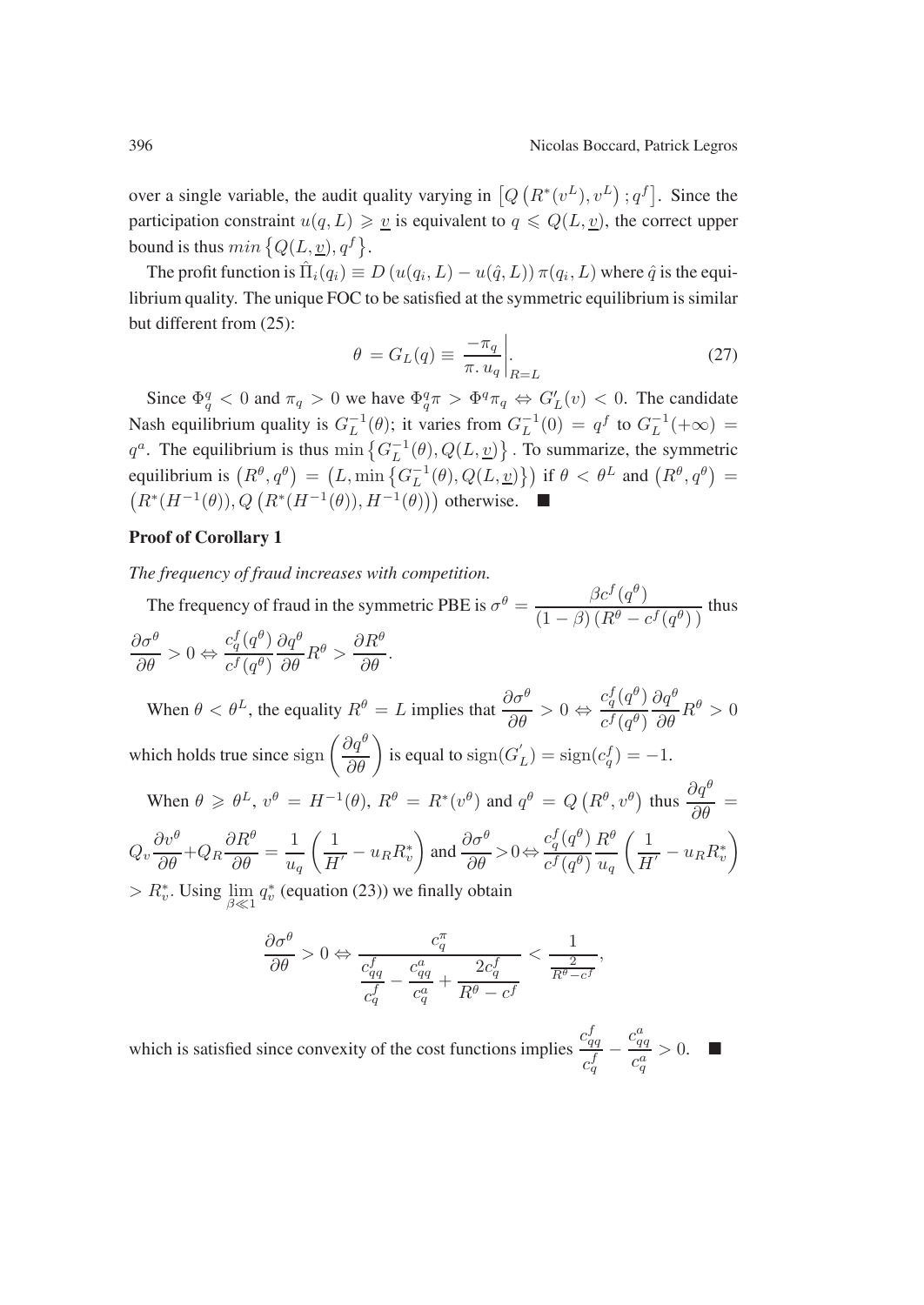over a single variable, the audit quality varying in $\left[Q\left(R^*(v^L), v^L\right); q^f\right]$. Since the participation constraint $u(q, L) \geqslant \underline{v}$ is equivalent to $q \leqslant Q(L, \underline{v})$, the correct upper bound is thus $min\left\{Q(L, \underline{v}), q^f\right\}$.

The profit function is $\hat{\Pi}_i(q_i) \equiv D\left(u(q_i, L) - u(\hat{q}, L)\right)\pi(q_i, L)$ where $\hat{q}$ is the equilibrium quality. The unique FOC to be satisfied at the symmetric equilibrium is similar but different from (25):

$$\theta = G_L(q) \equiv \left.\frac{-\pi_q}{\pi.\, u_q}\right|_{R=L}. \tag{27}$$

Since $\Phi_q^q < 0$ and $\pi_q > 0$ we have $\Phi_q^q \pi > \Phi^q \pi_q \Leftrightarrow G_L'(v) < 0$. The candidate Nash equilibrium quality is $G_L^{-1}(\theta)$; it varies from $G_L^{-1}(0) = q^f$ to $G_L^{-1}(+\infty) = q^a$. The equilibrium is thus $\min\left\{G_L^{-1}(\theta), Q(L, \underline{v})\right\}$. To summarize, the symmetric equilibrium is $\left(R^\theta, q^\theta\right) = \left(L, \min\left\{G_L^{-1}(\theta), Q(L, \underline{v})\right\}\right)$ if $\theta < \theta^L$ and $\left(R^\theta, q^\theta\right) = \left(R^*(H^{-1}(\theta)), Q\left(R^*(H^{-1}(\theta)), H^{-1}(\theta)\right)\right)$ otherwise. ■

### Proof of Corollary 1

*The frequency of fraud increases with competition.*

The frequency of fraud in the symmetric PBE is $\sigma^\theta = \dfrac{\beta c^f(q^\theta)}{(1-\beta)\left(R^\theta - c^f(q^\theta)\right)}$ thus $\dfrac{\partial \sigma^\theta}{\partial \theta} > 0 \Leftrightarrow \dfrac{c_q^f(q^\theta)}{c^f(q^\theta)} \dfrac{\partial q^\theta}{\partial \theta} R^\theta > \dfrac{\partial R^\theta}{\partial \theta}$.

When $\theta < \theta^L$, the equality $R^\theta = L$ implies that $\dfrac{\partial \sigma^\theta}{\partial \theta} > 0 \Leftrightarrow \dfrac{c_q^f(q^\theta)}{c^f(q^\theta)} \dfrac{\partial q^\theta}{\partial \theta} R^\theta > 0$ which holds true since $\operatorname{sign}\left(\dfrac{\partial q^\theta}{\partial \theta}\right)$ is equal to $\operatorname{sign}(G_L^{'}) = \operatorname{sign}(c_q^f) = -1$.

When $\theta \geqslant \theta^L$, $v^\theta = H^{-1}(\theta)$, $R^\theta = R^*(v^\theta)$ and $q^\theta = Q\left(R^\theta, v^\theta\right)$ thus $\dfrac{\partial q^\theta}{\partial \theta} = Q_v \dfrac{\partial v^\theta}{\partial \theta} + Q_R \dfrac{\partial R^\theta}{\partial \theta} = \dfrac{1}{u_q}\left(\dfrac{1}{H'} - u_R R_v^*\right)$ and $\dfrac{\partial \sigma^\theta}{\partial \theta} > 0 \Leftrightarrow \dfrac{c_q^f(q^\theta)}{c^f(q^\theta)} \dfrac{R^\theta}{u_q}\left(\dfrac{1}{H'} - u_R R_v^*\right) > R_v^*$. Using $\lim\limits_{\beta \ll 1} q_v^*$ (equation (23)) we finally obtain

$$\frac{\partial \sigma^\theta}{\partial \theta} > 0 \Leftrightarrow \frac{c_q^\pi}{\dfrac{c_{qq}^f}{c_q^f} - \dfrac{c_{qq}^a}{c_q^a} + \dfrac{2c_q^f}{R^\theta - c^f}} < \frac{1}{\frac{2}{R^\theta - c^f}},$$

which is satisfied since convexity of the cost functions implies $\dfrac{c_{qq}^f}{c_q^f} - \dfrac{c_{qq}^a}{c_q^a} > 0$. ■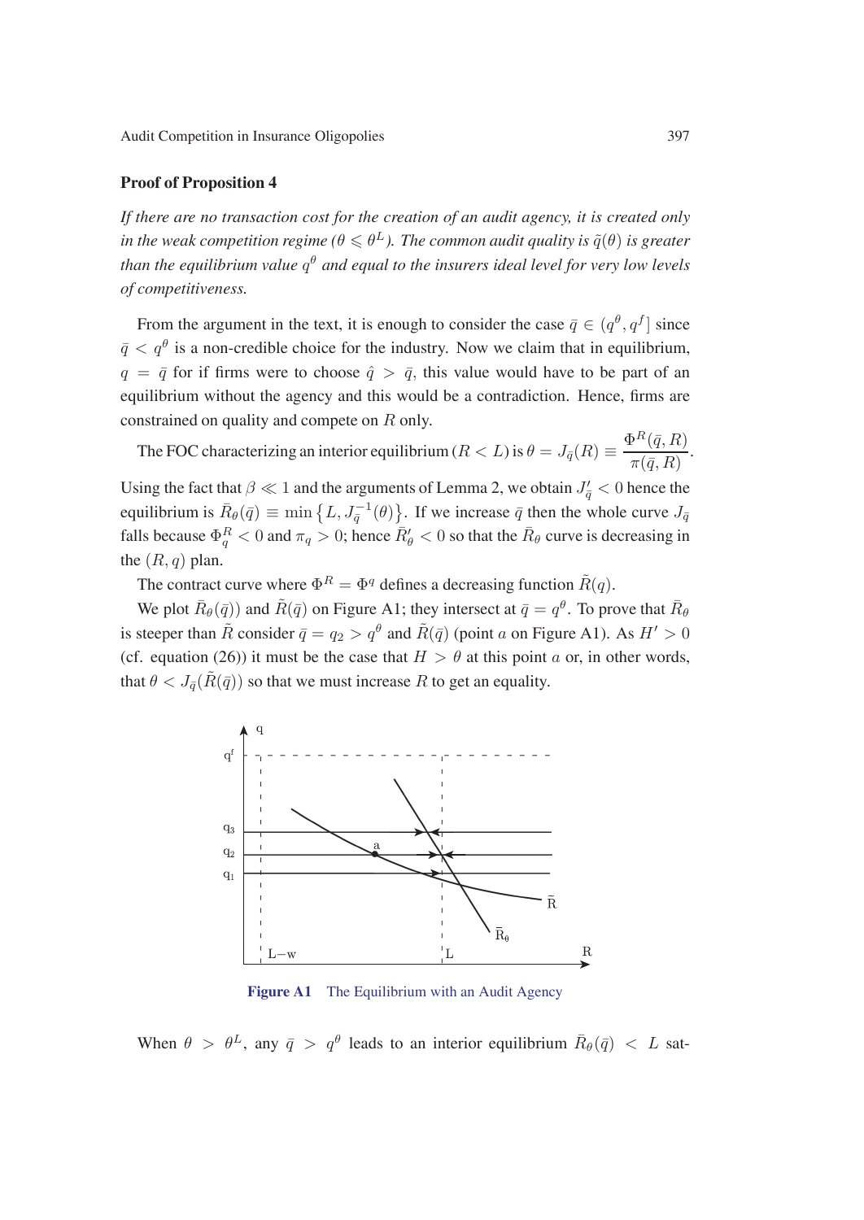**Proof of Proposition 4**

*If there are no transaction cost for the creation of an audit agency, it is created only in the weak competition regime ($\theta \leqslant \theta^L$). The common audit quality is $\tilde{q}(\theta)$ is greater than the equilibrium value $q^\theta$ and equal to the insurers ideal level for very low levels of competitiveness.*

From the argument in the text, it is enough to consider the case $\bar{q} \in (q^\theta, q^f]$ since $\bar{q} < q^\theta$ is a non-credible choice for the industry. Now we claim that in equilibrium, $q = \bar{q}$ for if firms were to choose $\hat{q} > \bar{q}$, this value would have to be part of an equilibrium without the agency and this would be a contradiction. Hence, firms are constrained on quality and compete on $R$ only.

The FOC characterizing an interior equilibrium ($R < L$) is $\theta = J_{\bar{q}}(R) \equiv \dfrac{\Phi^R(\bar{q}, R)}{\pi(\bar{q}, R)}$. Using the fact that $\beta \ll 1$ and the arguments of Lemma 2, we obtain $J'_{\bar{q}} < 0$ hence the equilibrium is $\bar{R}_\theta(\bar{q}) \equiv \min\left\{L, J_{\bar{q}}^{-1}(\theta)\right\}$. If we increase $\bar{q}$ then the whole curve $J_{\bar{q}}$ falls because $\Phi^R_q < 0$ and $\pi_q > 0$; hence $\bar{R}'_\theta < 0$ so that the $\bar{R}_\theta$ curve is decreasing in the $(R, q)$ plan.

The contract curve where $\Phi^R = \Phi^q$ defines a decreasing function $\tilde{R}(q)$.

We plot $\bar{R}_\theta(\bar{q}))$ and $\tilde{R}(\bar{q})$ on Figure A1; they intersect at $\bar{q} = q^\theta$. To prove that $\bar{R}_\theta$ is steeper than $\tilde{R}$ consider $\bar{q} = q_2 > q^\theta$ and $\tilde{R}(\bar{q})$ (point $a$ on Figure A1). As $H' > 0$ (cf. equation (26)) it must be the case that $H > \theta$ at this point $a$ or, in other words, that $\theta < J_{\bar{q}}(\tilde{R}(\bar{q}))$ so that we must increase $R$ to get an equality.

**Figure A1** The Equilibrium with an Audit Agency

When $\theta > \theta^L$, any $\bar{q} > q^\theta$ leads to an interior equilibrium $\bar{R}_\theta(\bar{q}) < L$ sat-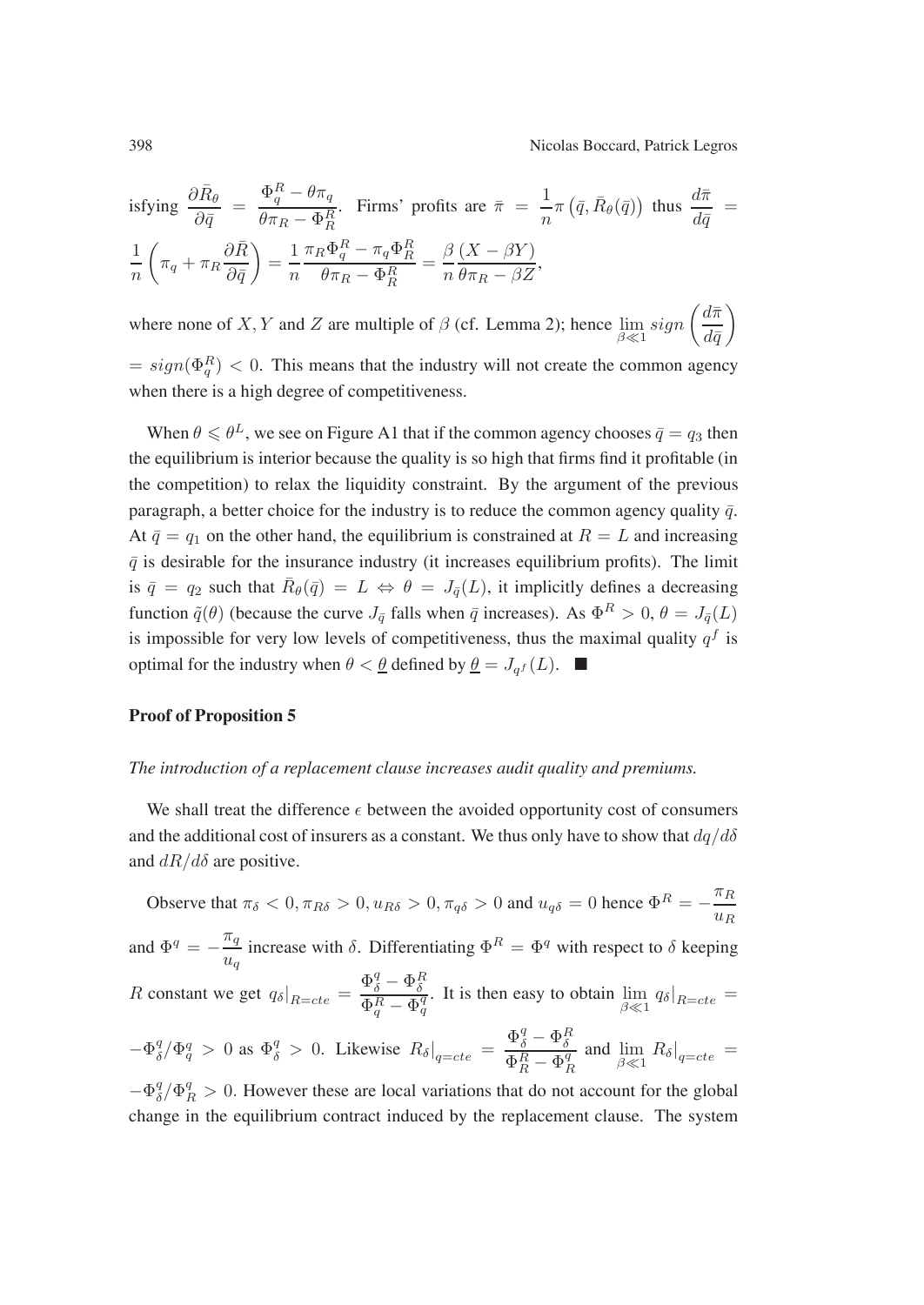isfying $\dfrac{\partial \bar{R}_\theta}{\partial \bar{q}} = \dfrac{\Phi_q^R - \theta\pi_q}{\theta\pi_R - \Phi_R^R}$. Firms' profits are $\bar{\pi} = \dfrac{1}{n}\pi\left(\bar{q}, \bar{R}_\theta(\bar{q})\right)$ thus $\dfrac{d\bar{\pi}}{d\bar{q}} = \dfrac{1}{n}\left(\pi_q + \pi_R \dfrac{\partial \bar{R}}{\partial \bar{q}}\right) = \dfrac{1}{n}\dfrac{\pi_R \Phi_q^R - \pi_q \Phi_R^R}{\theta\pi_R - \Phi_R^R} = \dfrac{\beta}{n}\dfrac{(X - \beta Y)}{\theta\pi_R - \beta Z}$,

where none of $X, Y$ and $Z$ are multiple of $\beta$ (cf. Lemma 2); hence $\lim\limits_{\beta \ll 1} sign\left(\dfrac{d\bar{\pi}}{d\bar{q}}\right) = sign(\Phi_q^R) < 0$. This means that the industry will not create the common agency when there is a high degree of competitiveness.

When $\theta \leqslant \theta^L$, we see on Figure A1 that if the common agency chooses $\bar{q} = q_3$ then the equilibrium is interior because the quality is so high that firms find it profitable (in the competition) to relax the liquidity constraint. By the argument of the previous paragraph, a better choice for the industry is to reduce the common agency quality $\bar{q}$. At $\bar{q} = q_1$ on the other hand, the equilibrium is constrained at $R = L$ and increasing $\bar{q}$ is desirable for the insurance industry (it increases equilibrium profits). The limit is $\bar{q} = q_2$ such that $\bar{R}_\theta(\bar{q}) = L \Leftrightarrow \theta = J_{\bar{q}}(L)$, it implicitly defines a decreasing function $\tilde{q}(\theta)$ (because the curve $J_{\bar{q}}$ falls when $\bar{q}$ increases). As $\Phi^R > 0$, $\theta = J_{\bar{q}}(L)$ is impossible for very low levels of competitiveness, thus the maximal quality $q^f$ is optimal for the industry when $\theta < \underline{\theta}$ defined by $\underline{\theta} = J_{q^f}(L)$. ■

### Proof of Proposition 5

*The introduction of a replacement clause increases audit quality and premiums.*

We shall treat the difference $\epsilon$ between the avoided opportunity cost of consumers and the additional cost of insurers as a constant. We thus only have to show that $dq/d\delta$ and $dR/d\delta$ are positive.

Observe that $\pi_\delta < 0, \pi_{R\delta} > 0, u_{R\delta} > 0, \pi_{q\delta} > 0$ and $u_{q\delta} = 0$ hence $\Phi^R = -\dfrac{\pi_R}{u_R}$ and $\Phi^q = -\dfrac{\pi_q}{u_q}$ increase with $\delta$. Differentiating $\Phi^R = \Phi^q$ with respect to $\delta$ keeping $R$ constant we get $q_\delta|_{R=cte} = \dfrac{\Phi_\delta^q - \Phi_\delta^R}{\Phi_q^R - \Phi_q^q}$. It is then easy to obtain $\lim\limits_{\beta \ll 1} q_\delta|_{R=cte} = -\Phi_\delta^q / \Phi_q^q > 0$ as $\Phi_\delta^q > 0$. Likewise $R_\delta|_{q=cte} = \dfrac{\Phi_\delta^q - \Phi_\delta^R}{\Phi_R^R - \Phi_R^q}$ and $\lim\limits_{\beta \ll 1} R_\delta|_{q=cte} = -\Phi_\delta^q / \Phi_R^q > 0$. However these are local variations that do not account for the global change in the equilibrium contract induced by the replacement clause. The system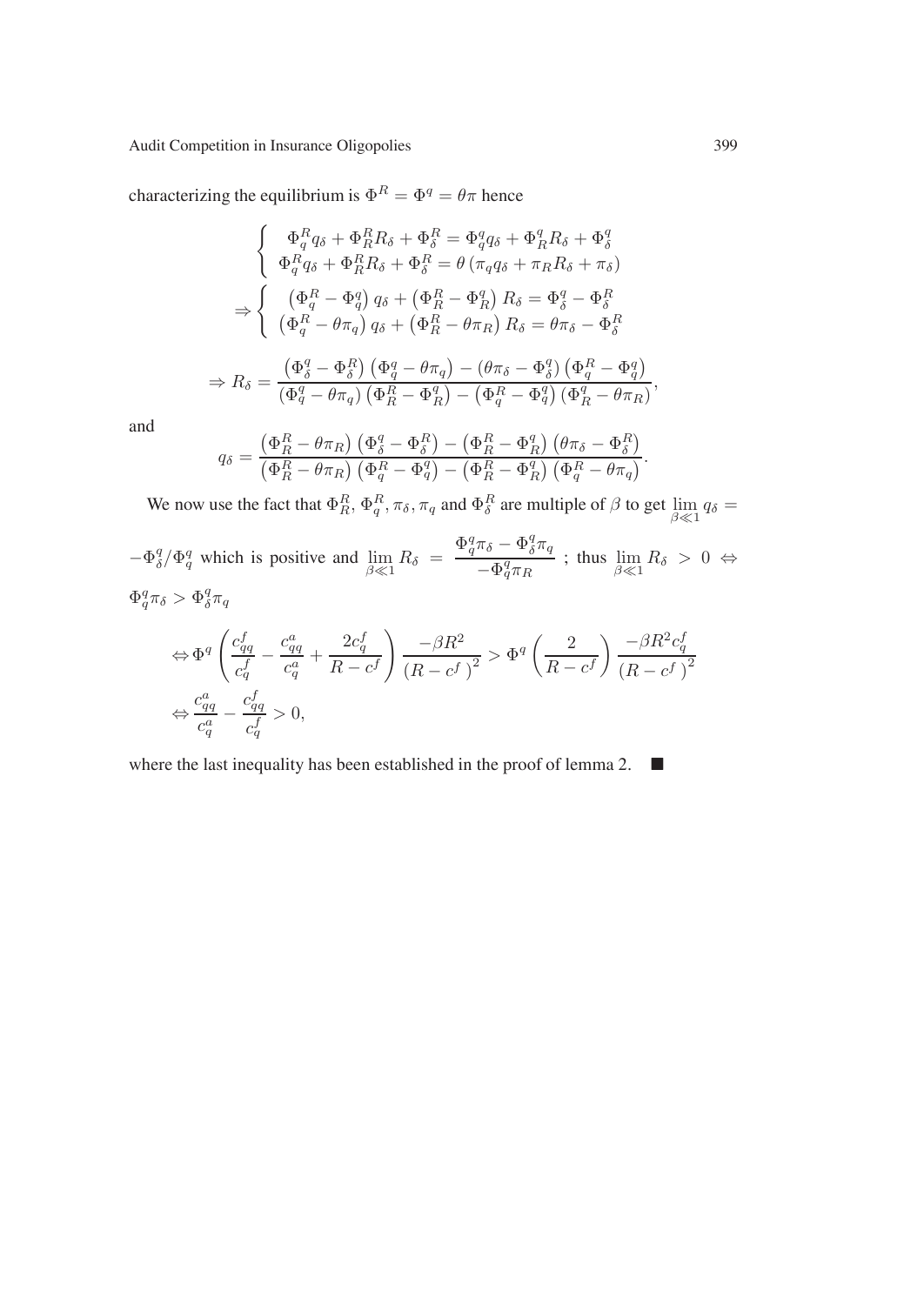characterizing the equilibrium is $\Phi^R = \Phi^q = \theta\pi$ hence

$$\left\{ \begin{array}{l} \Phi_q^R q_\delta + \Phi_R^R R_\delta + \Phi_\delta^R = \Phi_q^q q_\delta + \Phi_R^q R_\delta + \Phi_\delta^q \\ \Phi_q^R q_\delta + \Phi_R^R R_\delta + \Phi_\delta^R = \theta \left(\pi_q q_\delta + \pi_R R_\delta + \pi_\delta\right) \end{array} \right.$$

$$\Rightarrow \left\{ \begin{array}{l} \left(\Phi_q^R - \Phi_q^q\right) q_\delta + \left(\Phi_R^R - \Phi_R^q\right) R_\delta = \Phi_\delta^q - \Phi_\delta^R \\ \left(\Phi_q^R - \theta\pi_q\right) q_\delta + \left(\Phi_R^R - \theta\pi_R\right) R_\delta = \theta\pi_\delta - \Phi_\delta^R \end{array} \right.$$

$$\Rightarrow R_\delta = \frac{\left(\Phi_\delta^q - \Phi_\delta^R\right)\left(\Phi_q^q - \theta\pi_q\right) - \left(\theta\pi_\delta - \Phi_\delta^q\right)\left(\Phi_q^R - \Phi_q^q\right)}{\left(\Phi_q^q - \theta\pi_q\right)\left(\Phi_R^R - \Phi_R^q\right) - \left(\Phi_q^R - \Phi_q^q\right)\left(\Phi_R^q - \theta\pi_R\right)},$$

and

$$q_\delta = \frac{\left(\Phi_R^R - \theta\pi_R\right)\left(\Phi_\delta^q - \Phi_\delta^R\right) - \left(\Phi_R^R - \Phi_R^q\right)\left(\theta\pi_\delta - \Phi_\delta^R\right)}{\left(\Phi_R^R - \theta\pi_R\right)\left(\Phi_q^R - \Phi_q^q\right) - \left(\Phi_R^R - \Phi_R^q\right)\left(\Phi_q^R - \theta\pi_q\right)}.$$

We now use the fact that $\Phi_R^R$, $\Phi_q^R, \pi_\delta, \pi_q$ and $\Phi_\delta^R$ are multiple of $\beta$ to get $\lim_{\beta \ll 1} q_\delta = -\Phi_\delta^q / \Phi_q^q$ which is positive and $\lim_{\beta \ll 1} R_\delta = \dfrac{\Phi_q^q \pi_\delta - \Phi_\delta^q \pi_q}{-\Phi_q^q \pi_R}$ ; thus $\lim_{\beta \ll 1} R_\delta > 0 \Leftrightarrow \Phi_q^q \pi_\delta > \Phi_\delta^q \pi_q$

$$\Leftrightarrow \Phi^q \left(\frac{c_{qq}^f}{c_q^f} - \frac{c_{qq}^a}{c_q^a} + \frac{2c_q^f}{R - c^f}\right) \frac{-\beta R^2}{\left(R - c^f\right)^2} > \Phi^q \left(\frac{2}{R - c^f}\right) \frac{-\beta R^2 c_q^f}{\left(R - c^f\right)^2}$$

$$\Leftrightarrow \frac{c_{qq}^a}{c_q^a} - \frac{c_{qq}^f}{c_q^f} > 0,$$

where the last inequality has been established in the proof of lemma 2. ■